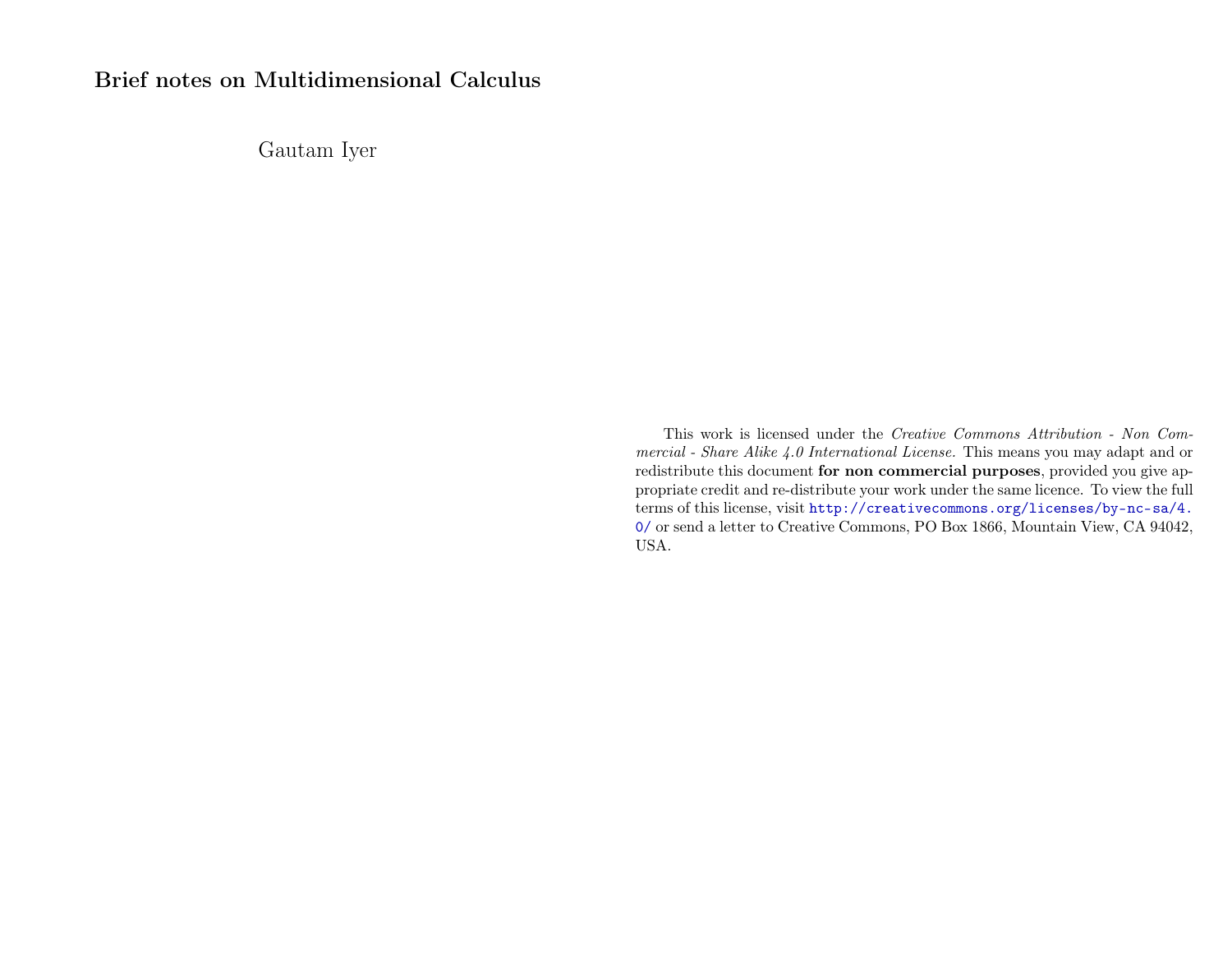# Brief notes on Multidimensional Calculus

Gautam Iyer

This work is licensed under the *Creative Commons Attribution - Non Commercial - Share Alike 4.0 International License.* This means you may adapt and or redistribute this document **for non commercial purposes**, provided you give appropriate credit and re-distribute your work under the same licence. To view the full terms of this license, visit http://creativecommons.org/licenses/by-nc-sa/4.0/ or send a letter to Creative Commons, PO Box 1866, Mountain View, CA 94042, USA.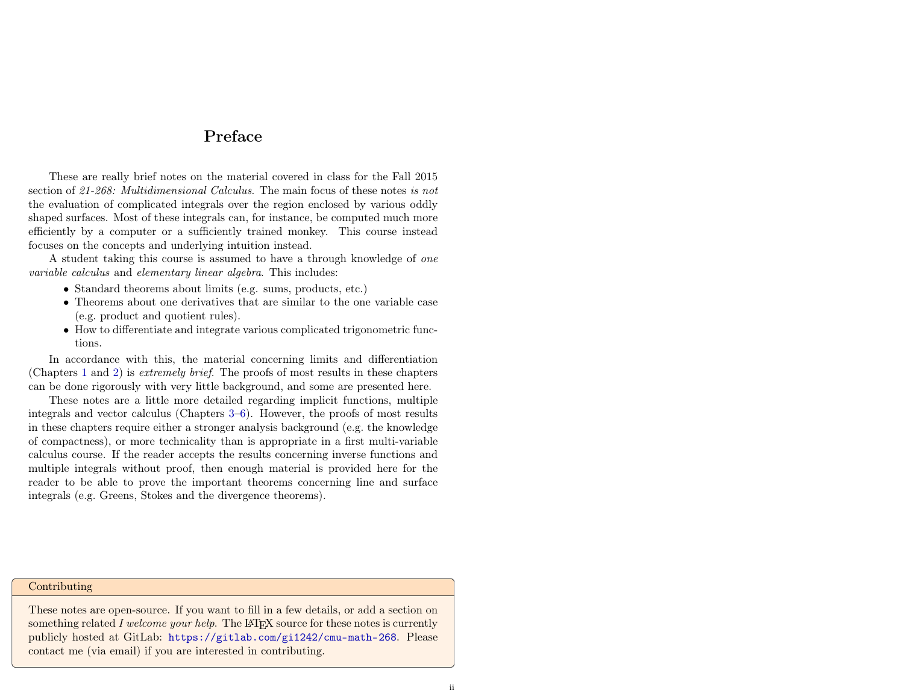# Preface

These are really brief notes on the material covered in class for the Fall 2015 section of *21-268: Multidimensional Calculus*. The main focus of these notes *is not* the evaluation of complicated integrals over the region enclosed by various oddly shaped surfaces. Most of these integrals can, for instance, be computed much more efficiently by a computer or a sufficiently trained monkey. This course instead focuses on the concepts and underlying intuition instead.

A student taking this course is assumed to have a through knowledge of *one variable calculus* and *elementary linear algebra*. This includes:

- Standard theorems about limits (e.g. sums, products, etc.)
- Theorems about one derivatives that are similar to the one variable case (e.g. product and quotient rules).
- How to differentiate and integrate various complicated trigonometric functions.

In accordance with this, the material concerning limits and differentiation (Chapters 1 and 2) is *extremely brief*. The proofs of most results in these chapters can be done rigorously with very little background, and some are presented here.

These notes are a little more detailed regarding implicit functions, multiple integrals and vector calculus (Chapters 3–6). However, the proofs of most results in these chapters require either a stronger analysis background (e.g. the knowledge of compactness), or more technicality than is appropriate in a first multi-variable calculus course. If the reader accepts the results concerning inverse functions and multiple integrals without proof, then enough material is provided here for the reader to be able to prove the important theorems concerning line and surface integrals (e.g. Greens, Stokes and the divergence theorems).

**Contributing**

These notes are open-source. If you want to fill in a few details, or add a section on something related *I welcome your help*. The LaTeX source for these notes is currently publicly hosted at GitLab: `https://gitlab.com/gi1242/cmu-math-268`. Please contact me (via email) if you are interested in contributing.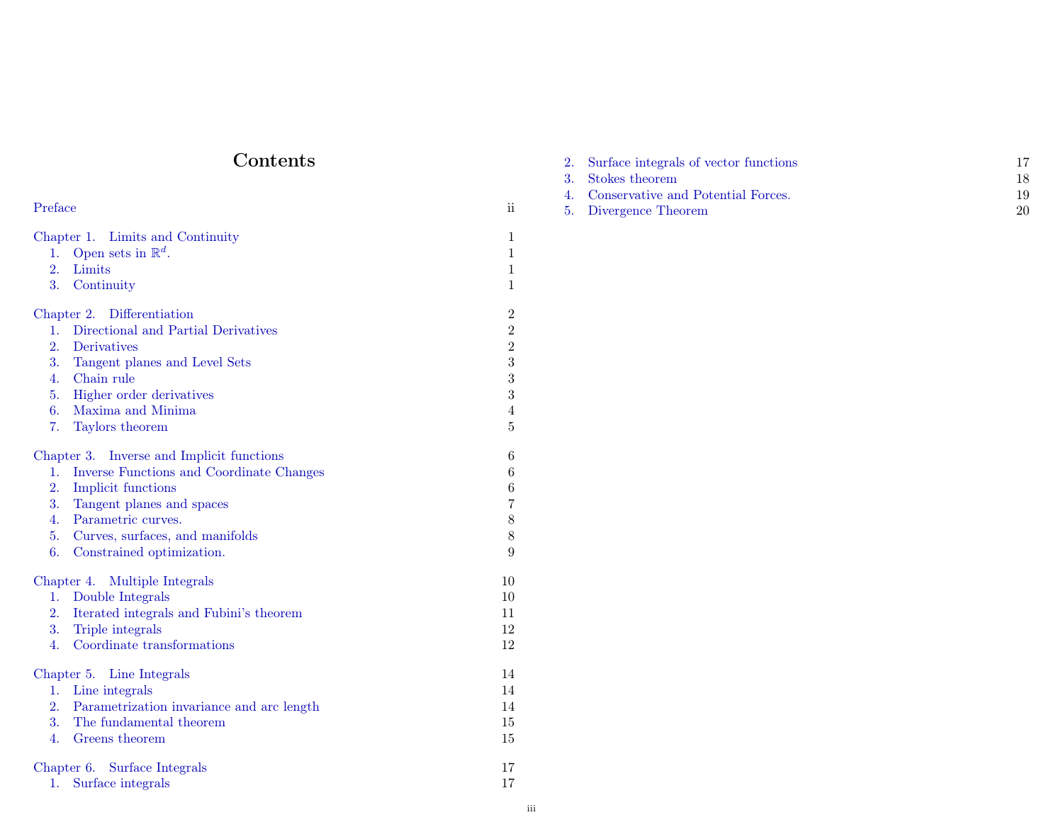# Contents

Preface ii

Chapter 1. Limits and Continuity 1
1. Open sets in $\mathbb{R}^d$. 1
2. Limits 1
3. Continuity 1

Chapter 2. Differentiation 2
1. Directional and Partial Derivatives 2
2. Derivatives 2
3. Tangent planes and Level Sets 3
4. Chain rule 3
5. Higher order derivatives 3
6. Maxima and Minima 4
7. Taylors theorem 5

Chapter 3. Inverse and Implicit functions 6
1. Inverse Functions and Coordinate Changes 6
2. Implicit functions 6
3. Tangent planes and spaces 7
4. Parametric curves. 8
5. Curves, surfaces, and manifolds 8
6. Constrained optimization. 9

Chapter 4. Multiple Integrals 10
1. Double Integrals 10
2. Iterated integrals and Fubini's theorem 11
3. Triple integrals 12
4. Coordinate transformations 12

Chapter 5. Line Integrals 14
1. Line integrals 14
2. Parametrization invariance and arc length 14
3. The fundamental theorem 15
4. Greens theorem 15

Chapter 6. Surface Integrals 17
1. Surface integrals 17
2. Surface integrals of vector functions 17
3. Stokes theorem 18
4. Conservative and Potential Forces. 19
5. Divergence Theorem 20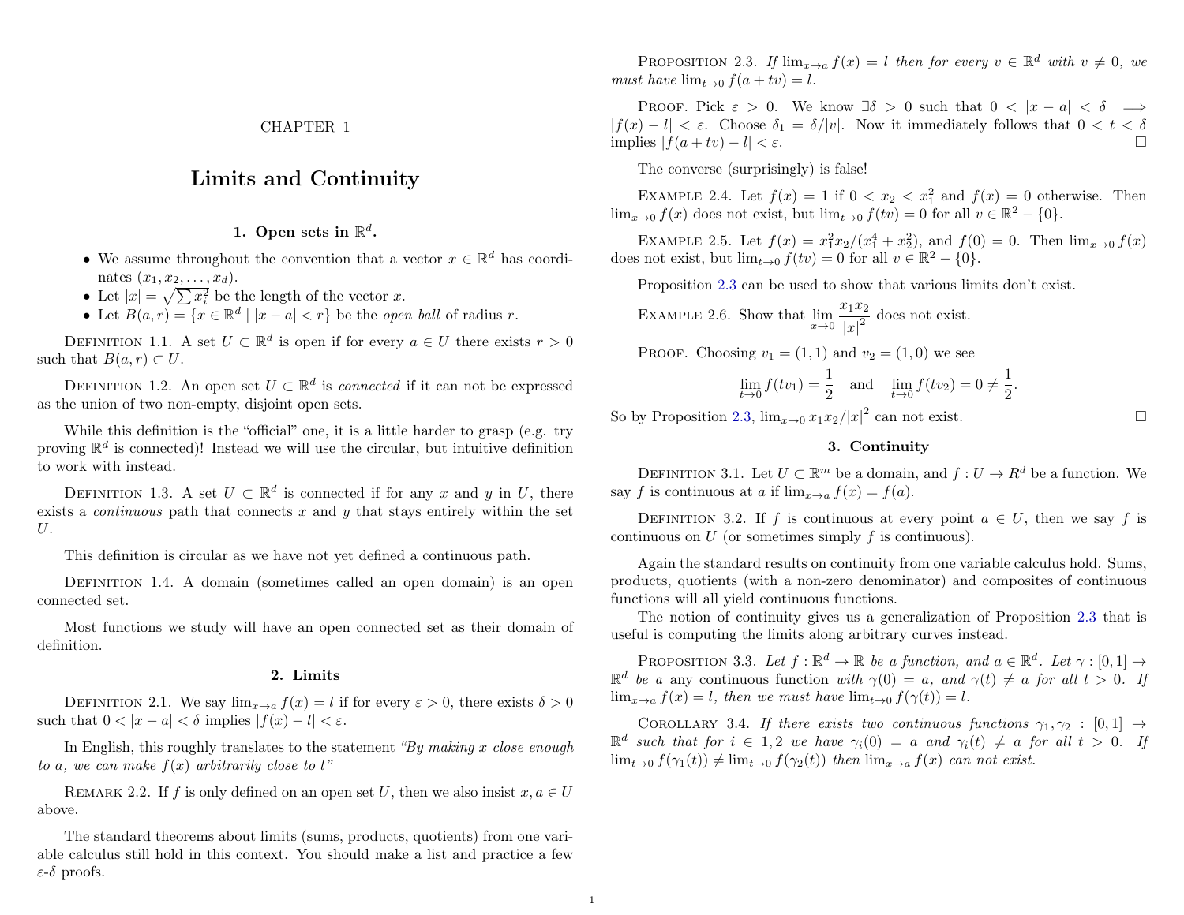CHAPTER 1

# Limits and Continuity

## 1. Open sets in $\mathbb{R}^d$.

- We assume throughout the convention that a vector $x \in \mathbb{R}^d$ has coordinates $(x_1, x_2, \dots, x_d)$.
- Let $|x| = \sqrt{\sum x_i^2}$ be the length of the vector $x$.
- Let $B(a, r) = \{x \in \mathbb{R}^d \mid |x - a| < r\}$ be the *open ball* of radius $r$.

Definition 1.1. A set $U \subset \mathbb{R}^d$ is open if for every $a \in U$ there exists $r > 0$ such that $B(a, r) \subset U$.

Definition 1.2. An open set $U \subset \mathbb{R}^d$ is *connected* if it can not be expressed as the union of two non-empty, disjoint open sets.

While this definition is the "official" one, it is a little harder to grasp (e.g. try proving $\mathbb{R}^d$ is connected)! Instead we will use the circular, but intuitive definition to work with instead.

Definition 1.3. A set $U \subset \mathbb{R}^d$ is connected if for any $x$ and $y$ in $U$, there exists a *continuous* path that connects $x$ and $y$ that stays entirely within the set $U$.

This definition is circular as we have not yet defined a continuous path.

Definition 1.4. A domain (sometimes called an open domain) is an open connected set.

Most functions we study will have an open connected set as their domain of definition.

## 2. Limits

Definition 2.1. We say $\lim_{x \to a} f(x) = l$ if for every $\varepsilon > 0$, there exists $\delta > 0$ such that $0 < |x - a| < \delta$ implies $|f(x) - l| < \varepsilon$.

In English, this roughly translates to the statement *"By making $x$ close enough to $a$, we can make $f(x)$ arbitrarily close to $l$"*

Remark 2.2. If $f$ is only defined on an open set $U$, then we also insist $x, a \in U$ above.

The standard theorems about limits (sums, products, quotients) from one variable calculus still hold in this context. You should make a list and practice a few $\varepsilon$-$\delta$ proofs.

Proposition 2.3. *If $\lim_{x \to a} f(x) = l$ then for every $v \in \mathbb{R}^d$ with $v \neq 0$, we must have $\lim_{t \to 0} f(a + tv) = l$.*

Proof. Pick $\varepsilon > 0$. We know $\exists \delta > 0$ such that $0 < |x - a| < \delta \implies |f(x) - l| < \varepsilon$. Choose $\delta_1 = \delta / |v|$. Now it immediately follows that $0 < t < \delta$ implies $|f(a + tv) - l| < \varepsilon$. ☐

The converse (surprisingly) is false!

Example 2.4. Let $f(x) = 1$ if $0 < x_2 < x_1^2$ and $f(x) = 0$ otherwise. Then $\lim_{x \to 0} f(x)$ does not exist, but $\lim_{t \to 0} f(tv) = 0$ for all $v \in \mathbb{R}^2 - \{0\}$.

Example 2.5. Let $f(x) = x_1^2 x_2 / (x_1^4 + x_2^2)$, and $f(0) = 0$. Then $\lim_{x \to 0} f(x)$ does not exist, but $\lim_{t \to 0} f(tv) = 0$ for all $v \in \mathbb{R}^2 - \{0\}$.

Proposition 2.3 can be used to show that various limits don't exist.

Example 2.6. Show that $\displaystyle\lim_{x \to 0} \frac{x_1 x_2}{|x|^2}$ does not exist.

Proof. Choosing $v_1 = (1, 1)$ and $v_2 = (1, 0)$ we see

$$\lim_{t \to 0} f(tv_1) = \frac{1}{2} \quad \text{and} \quad \lim_{t \to 0} f(tv_2) = 0 \neq \frac{1}{2}.$$

So by Proposition 2.3, $\lim_{x \to 0} x_1 x_2 / |x|^2$ can not exist. ☐

## 3. Continuity

Definition 3.1. Let $U \subset \mathbb{R}^m$ be a domain, and $f : U \to R^d$ be a function. We say $f$ is continuous at $a$ if $\lim_{x \to a} f(x) = f(a)$.

Definition 3.2. If $f$ is continuous at every point $a \in U$, then we say $f$ is continuous on $U$ (or sometimes simply $f$ is continuous).

Again the standard results on continuity from one variable calculus hold. Sums, products, quotients (with a non-zero denominator) and composites of continuous functions will all yield continuous functions.

The notion of continuity gives us a generalization of Proposition 2.3 that is useful is computing the limits along arbitrary curves instead.

Proposition 3.3. *Let $f : \mathbb{R}^d \to \mathbb{R}$ be a function, and $a \in \mathbb{R}^d$. Let $\gamma : [0, 1] \to \mathbb{R}^d$ be a any continuous function with $\gamma(0) = a$, and $\gamma(t) \neq a$ for all $t > 0$. If $\lim_{x \to a} f(x) = l$, then we must have $\lim_{t \to 0} f(\gamma(t)) = l$.*

Corollary 3.4. *If there exists two continuous functions $\gamma_1, \gamma_2 : [0, 1] \to \mathbb{R}^d$ such that for $i \in 1, 2$ we have $\gamma_i(0) = a$ and $\gamma_i(t) \neq a$ for all $t > 0$. If $\lim_{t \to 0} f(\gamma_1(t)) \neq \lim_{t \to 0} f(\gamma_2(t))$ then $\lim_{x \to a} f(x)$ can not exist.*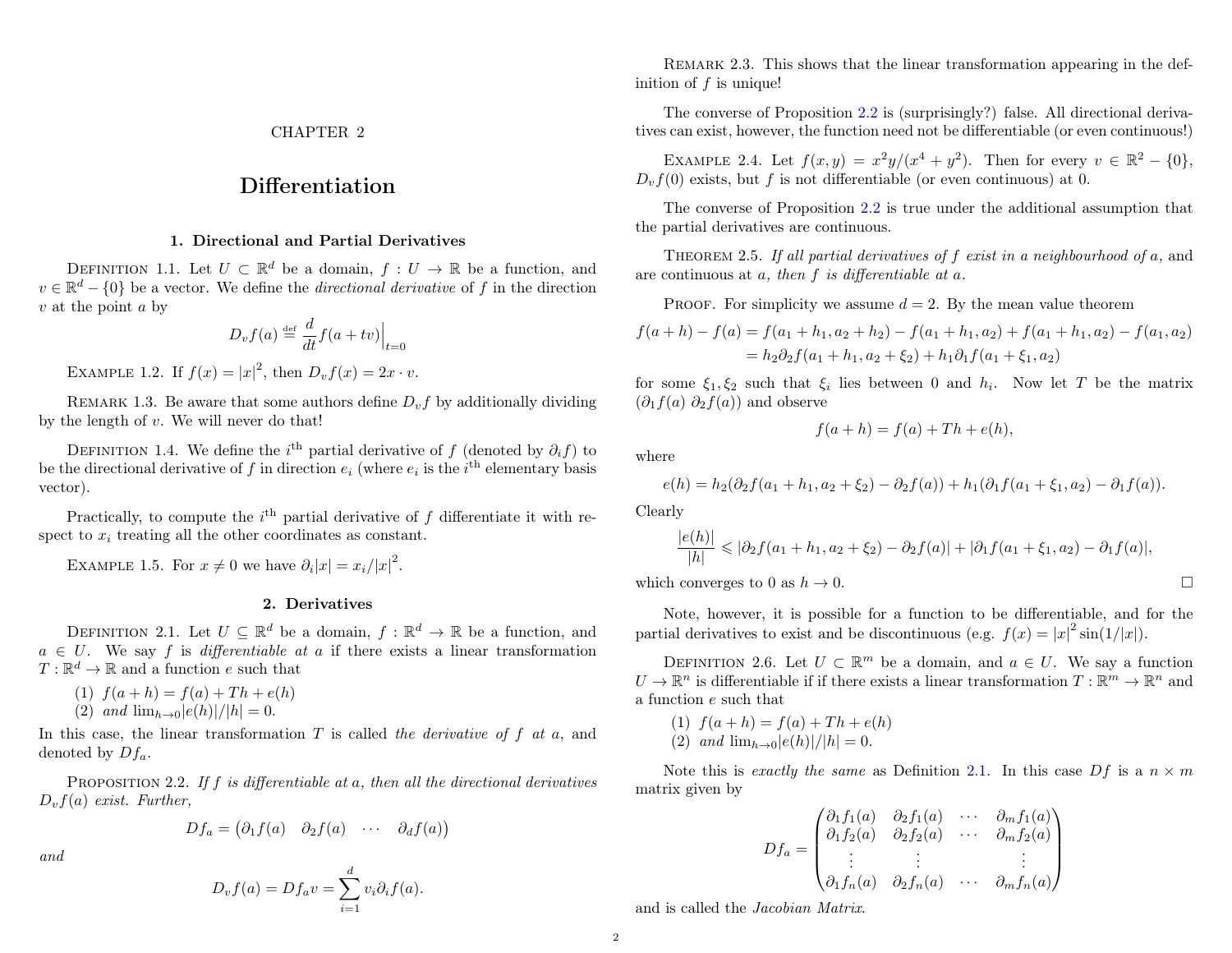# CHAPTER 2

# Differentiation

## 1. Directional and Partial Derivatives

Definition 1.1. Let $U \subset \mathbb{R}^d$ be a domain, $f : U \to \mathbb{R}$ be a function, and $v \in \mathbb{R}^d - \{0\}$ be a vector. We define the *directional derivative* of $f$ in the direction $v$ at the point $a$ by

$$D_v f(a) \stackrel{\text{def}}{=} \frac{d}{dt} f(a + tv)\Big|_{t=0}$$

Example 1.2. If $f(x) = |x|^2$, then $D_v f(x) = 2x \cdot v$.

Remark 1.3. Be aware that some authors define $D_v f$ by additionally dividing by the length of $v$. We will never do that!

Definition 1.4. We define the $i^{\text{th}}$ partial derivative of $f$ (denoted by $\partial_i f$) to be the directional derivative of $f$ in direction $e_i$ (where $e_i$ is the $i^{\text{th}}$ elementary basis vector).

Practically, to compute the $i^{\text{th}}$ partial derivative of $f$ differentiate it with respect to $x_i$ treating all the other coordinates as constant.

Example 1.5. For $x \neq 0$ we have $\partial_i |x| = x_i / |x|^2$.

## 2. Derivatives

Definition 2.1. Let $U \subseteq \mathbb{R}^d$ be a domain, $f : \mathbb{R}^d \to \mathbb{R}$ be a function, and $a \in U$. We say $f$ is *differentiable at* $a$ if there exists a linear transformation $T : \mathbb{R}^d \to \mathbb{R}$ and a function $e$ such that

(1) $f(a + h) = f(a) + Th + e(h)$
(2) *and* $\lim_{h \to 0} |e(h)|/|h| = 0$.

In this case, the linear transformation $T$ is called *the derivative of* $f$ *at* $a$, and denoted by $Df_a$.

Proposition 2.2. *If $f$ is differentiable at $a$, then all the directional derivatives $D_v f(a)$ exist. Further,*

$$Df_a = \begin{pmatrix} \partial_1 f(a) & \partial_2 f(a) & \cdots & \partial_d f(a) \end{pmatrix}$$

*and*

$$D_v f(a) = Df_a v = \sum_{i=1}^{d} v_i \partial_i f(a).$$

Remark 2.3. This shows that the linear transformation appearing in the definition of $f$ is unique!

The converse of Proposition 2.2 is (surprisingly?) false. All directional derivatives can exist, however, the function need not be differentiable (or even continuous!)

Example 2.4. Let $f(x, y) = x^2 y/(x^4 + y^2)$. Then for every $v \in \mathbb{R}^2 - \{0\}$, $D_v f(0)$ exists, but $f$ is not differentiable (or even continuous) at 0.

The converse of Proposition 2.2 is true under the additional assumption that the partial derivatives are continuous.

Theorem 2.5. *If all partial derivatives of $f$ exist in a neighbourhood of $a$,* and *are continuous at $a$, then $f$ is differentiable at $a$.*

Proof. For simplicity we assume $d = 2$. By the mean value theorem

$$\begin{aligned} f(a+h) - f(a) &= f(a_1 + h_1, a_2 + h_2) - f(a_1 + h_1, a_2) + f(a_1 + h_1, a_2) - f(a_1, a_2) \\ &= h_2 \partial_2 f(a_1 + h_1, a_2 + \xi_2) + h_1 \partial_1 f(a_1 + \xi_1, a_2) \end{aligned}$$

for some $\xi_1, \xi_2$ such that $\xi_i$ lies between 0 and $h_i$. Now let $T$ be the matrix $(\partial_1 f(a)\ \partial_2 f(a))$ and observe

$$f(a + h) = f(a) + Th + e(h),$$

where

$$e(h) = h_2(\partial_2 f(a_1 + h_1, a_2 + \xi_2) - \partial_2 f(a)) + h_1(\partial_1 f(a_1 + \xi_1, a_2) - \partial_1 f(a)).$$

Clearly

$$\frac{|e(h)|}{|h|} \leqslant |\partial_2 f(a_1 + h_1, a_2 + \xi_2) - \partial_2 f(a)| + |\partial_1 f(a_1 + \xi_1, a_2) - \partial_1 f(a)|,$$

which converges to 0 as $h \to 0$. □

Note, however, it is possible for a function to be differentiable, and for the partial derivatives to exist and be discontinuous (e.g. $f(x) = |x|^2 \sin(1/|x|)$).

Definition 2.6. Let $U \subset \mathbb{R}^m$ be a domain, and $a \in U$. We say a function $U \to \mathbb{R}^n$ is differentiable if if there exists a linear transformation $T : \mathbb{R}^m \to \mathbb{R}^n$ and a function $e$ such that

(1) $f(a + h) = f(a) + Th + e(h)$
(2) *and* $\lim_{h \to 0} |e(h)|/|h| = 0$.

Note this is *exactly the same* as Definition 2.1. In this case $Df$ is a $n \times m$ matrix given by

$$Df_a = \begin{pmatrix} \partial_1 f_1(a) & \partial_2 f_1(a) & \cdots & \partial_m f_1(a) \\ \partial_1 f_2(a) & \partial_2 f_2(a) & \cdots & \partial_m f_2(a) \\ \vdots & \vdots & & \vdots \\ \partial_1 f_n(a) & \partial_2 f_n(a) & \cdots & \partial_m f_n(a) \end{pmatrix}$$

and is called the *Jacobian Matrix*.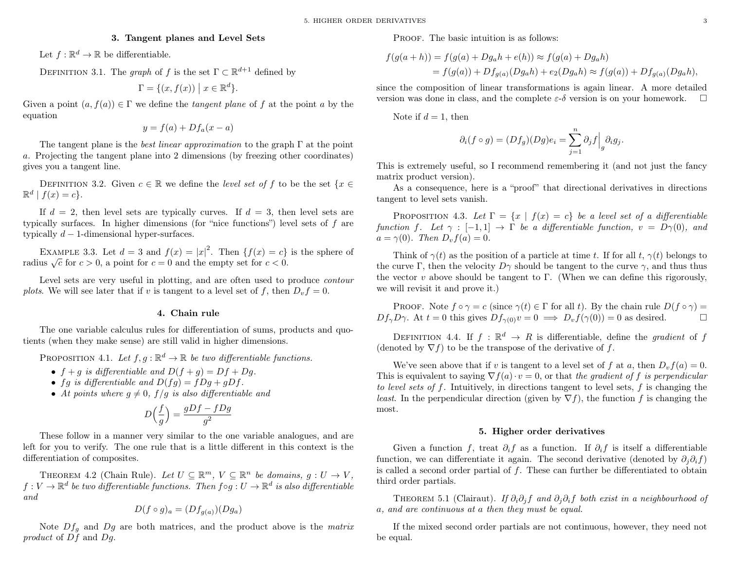## 3. Tangent planes and Level Sets

Let $f : \mathbb{R}^d \to \mathbb{R}$ be differentiable.

DEFINITION 3.1. The *graph* of $f$ is the set $\Gamma \subset \mathbb{R}^{d+1}$ defined by

$$\Gamma = \{(x, f(x)) \mid x \in \mathbb{R}^d\}.$$

Given a point $(a, f(a)) \in \Gamma$ we define the *tangent plane* of $f$ at the point $a$ by the equation

$$y = f(a) + Df_a(x - a)$$

The tangent plane is the *best linear approximation* to the graph $\Gamma$ at the point $a$. Projecting the tangent plane into 2 dimensions (by freezing other coordinates) gives you a tangent line.

DEFINITION 3.2. Given $c \in \mathbb{R}$ we define the *level set of* $f$ to be the set $\{x \in \mathbb{R}^d \mid f(x) = c\}$.

If $d = 2$, then level sets are typically curves. If $d = 3$, then level sets are typically surfaces. In higher dimensions (for "nice functions") level sets of $f$ are typically $d-1$-dimensional hyper-surfaces.

EXAMPLE 3.3. Let $d = 3$ and $f(x) = |x|^2$. Then $\{f(x) = c\}$ is the sphere of radius $\sqrt{c}$ for $c > 0$, a point for $c = 0$ and the empty set for $c < 0$.

Level sets are very useful in plotting, and are often used to produce *contour plots*. We will see later that if $v$ is tangent to a level set of $f$, then $D_v f = 0$.

## 4. Chain rule

The one variable calculus rules for differentiation of sums, products and quotients (when they make sense) are still valid in higher dimensions.

PROPOSITION 4.1. *Let $f, g : \mathbb{R}^d \to \mathbb{R}$ be two differentiable functions.*

- *$f + g$ is differentiable and $D(f + g) = Df + Dg$.*
- *$fg$ is differentiable and $D(fg) = fDg + gDf$.*
- *At points where $g \neq 0$, $f/g$ is also differentiable and*

$$D\Big(\frac{f}{g}\Big) = \frac{gDf - fDg}{g^2}$$

These follow in a manner very similar to the one variable analogues, and are left for you to verify. The one rule that is a little different in this context is the differentiation of composites.

THEOREM 4.2 (Chain Rule). *Let $U \subseteq \mathbb{R}^m$, $V \subseteq \mathbb{R}^n$ be domains, $g : U \to V$, $f : V \to \mathbb{R}^d$ be two differentiable functions. Then $f \circ g : U \to \mathbb{R}^d$ is also differentiable and*

$$D(f \circ g)_a = (Df_{g(a)})(Dg_a)$$

Note $Df_g$ and $Dg$ are both matrices, and the product above is the *matrix product* of $Df$ and $Dg$.

PROOF. The basic intuition is as follows:

$$\begin{aligned} f(g(a + h)) &= f(g(a) + Dg_a h + e(h)) \approx f(g(a) + Dg_a h) \\ &= f(g(a)) + Df_{g(a)}(Dg_a h) + e_2(Dg_a h) \approx f(g(a)) + Df_{g(a)}(Dg_a h), \end{aligned}$$

since the composition of linear transformations is again linear. A more detailed version was done in class, and the complete $\varepsilon$-$\delta$ version is on your homework. $\square$

Note if $d = 1$, then

$$\partial_i (f \circ g) = (Df_g)(Dg)e_i = \sum_{j=1}^{n} \partial_j f\Big|_g \partial_i g_j.$$

This is extremely useful, so I recommend remembering it (and not just the fancy matrix product version).

As a consequence, here is a "proof" that directional derivatives in directions tangent to level sets vanish.

PROPOSITION 4.3. *Let $\Gamma = \{x \mid f(x) = c\}$ be a level set of a differentiable function $f$. Let $\gamma : [-1, 1] \to \Gamma$ be a differentiable function, $v = D\gamma(0)$, and $a = \gamma(0)$. Then $D_v f(a) = 0$.*

Think of $\gamma(t)$ as the position of a particle at time $t$. If for all $t$, $\gamma(t)$ belongs to the curve $\Gamma$, then the velocity $D\gamma$ should be tangent to the curve $\gamma$, and thus thus the vector $v$ above should be tangent to $\Gamma$. (When we can define this rigorously, we will revisit it and prove it.)

PROOF. Note $f \circ \gamma = c$ (since $\gamma(t) \in \Gamma$ for all $t$). By the chain rule $D(f \circ \gamma) = Df_\gamma D\gamma$. At $t = 0$ this gives $Df_{\gamma(0)} v = 0 \implies D_v f(\gamma(0)) = 0$ as desired. $\square$

DEFINITION 4.4. If $f : \mathbb{R}^d \to R$ is differentiable, define the *gradient* of $f$ (denoted by $\nabla f$) to be the transpose of the derivative of $f$.

We've seen above that if $v$ is tangent to a level set of $f$ at $a$, then $D_v f(a) = 0$. This is equivalent to saying $\nabla f(a) \cdot v = 0$, or that *the gradient of $f$ is perpendicular to level sets of $f$*. Intuitively, in directions tangent to level sets, $f$ is changing the *least*. In the perpendicular direction (given by $\nabla f$), the function $f$ is changing the most.

## 5. Higher order derivatives

Given a function $f$, treat $\partial_i f$ as a function. If $\partial_i f$ is itself a differentiable function, we can differentiate it again. The second derivative (denoted by $\partial_j \partial_i f$) is called a second order partial of $f$. These can further be differentiated to obtain third order partials.

THEOREM 5.1 (Clairaut). *If $\partial_i \partial_j f$ and $\partial_j \partial_i f$ both exist in a neighbourhood of $a$, and are continuous at $a$ then they must be equal.*

If the mixed second order partials are not continuous, however, they need not be equal.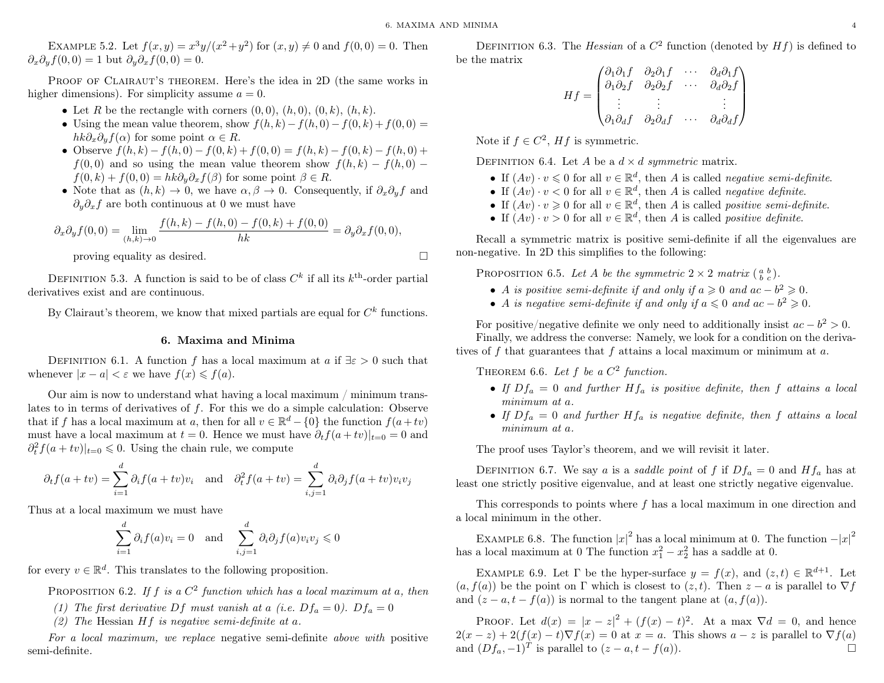Example 5.2. Let $f(x,y) = x^3y/(x^2+y^2)$ for $(x,y) \neq 0$ and $f(0,0) = 0$. Then $\partial_x\partial_y f(0,0) = 1$ but $\partial_y\partial_x f(0,0) = 0$.

Proof of Clairaut's theorem. Here's the idea in 2D (the same works in higher dimensions). For simplicity assume $a = 0$.

- Let $R$ be the rectangle with corners $(0,0)$, $(h,0)$, $(0,k)$, $(h,k)$.
- Using the mean value theorem, show $f(h,k) - f(h,0) - f(0,k) + f(0,0) = hk\partial_x\partial_y f(\alpha)$ for some point $\alpha \in R$.
- Observe $f(h,k) - f(h,0) - f(0,k) + f(0,0) = f(h,k) - f(0,k) - f(h,0) + f(0,0)$ and so using the mean value theorem show $f(h,k) - f(h,0) - f(0,k) + f(0,0) = hk\partial_y\partial_x f(\beta)$ for some point $\beta \in R$.
- Note that as $(h,k) \to 0$, we have $\alpha, \beta \to 0$. Consequently, if $\partial_x\partial_y f$ and $\partial_y\partial_x f$ are both continuous at 0 we must have

$$\partial_x\partial_y f(0,0) = \lim_{(h,k)\to 0} \frac{f(h,k) - f(h,0) - f(0,k) + f(0,0)}{hk} = \partial_y\partial_x f(0,0),$$

proving equality as desired. □

Definition 5.3. A function is said to be of class $C^k$ if all its $k^{\text{th}}$-order partial derivatives exist and are continuous.

By Clairaut's theorem, we know that mixed partials are equal for $C^k$ functions.

## 6. Maxima and Minima

Definition 6.1. A function $f$ has a local maximum at $a$ if $\exists \varepsilon > 0$ such that whenever $|x - a| < \varepsilon$ we have $f(x) \leqslant f(a)$.

Our aim is now to understand what having a local maximum / minimum translates to in terms of derivatives of $f$. For this we do a simple calculation: Observe that if $f$ has a local maximum at $a$, then for all $v \in \mathbb{R}^d - \{0\}$ the function $f(a + tv)$ must have a local maximum at $t = 0$. Hence we must have $\partial_t f(a+tv)|_{t=0} = 0$ and $\partial_t^2 f(a+tv)|_{t=0} \leqslant 0$. Using the chain rule, we compute

$$\partial_t f(a+tv) = \sum_{i=1}^d \partial_i f(a+tv) v_i \quad \text{and} \quad \partial_t^2 f(a+tv) = \sum_{i,j=1}^d \partial_i\partial_j f(a+tv) v_i v_j$$

Thus at a local maximum we must have

$$\sum_{i=1}^d \partial_i f(a) v_i = 0 \quad \text{and} \quad \sum_{i,j=1}^d \partial_i\partial_j f(a) v_i v_j \leqslant 0$$

for every $v \in \mathbb{R}^d$. This translates to the following proposition.

Proposition 6.2. *If $f$ is a $C^2$ function which has a local maximum at $a$, then*

*(1) The first derivative $Df$ must vanish at $a$ (i.e. $Df_a = 0$). $Df_a = 0$*
*(2) The* Hessian *$Hf$ is negative semi-definite at $a$.*

*For a local maximum, we replace* negative semi-definite *above with* positive semi-definite.

Definition 6.3. The *Hessian* of a $C^2$ function (denoted by $Hf$) is defined to be the matrix

$$Hf = \begin{pmatrix} \partial_1\partial_1 f & \partial_2\partial_1 f & \cdots & \partial_d\partial_1 f \\ \partial_1\partial_2 f & \partial_2\partial_2 f & \cdots & \partial_d\partial_2 f \\ \vdots & \vdots & & \vdots \\ \partial_1\partial_d f & \partial_2\partial_d f & \cdots & \partial_d\partial_d f \end{pmatrix}$$

Note if $f \in C^2$, $Hf$ is symmetric.

Definition 6.4. Let $A$ be a $d \times d$ *symmetric* matrix.

- If $(Av)\cdot v \leqslant 0$ for all $v \in \mathbb{R}^d$, then $A$ is called *negative semi-definite*.
- If $(Av)\cdot v < 0$ for all $v \in \mathbb{R}^d$, then $A$ is called *negative definite*.
- If $(Av)\cdot v \geqslant 0$ for all $v \in \mathbb{R}^d$, then $A$ is called *positive semi-definite*.
- If $(Av)\cdot v > 0$ for all $v \in \mathbb{R}^d$, then $A$ is called *positive definite*.

Recall a symmetric matrix is positive semi-definite if all the eigenvalues are non-negative. In 2D this simplifies to the following:

Proposition 6.5. *Let $A$ be the symmetric $2 \times 2$ matrix $\left(\begin{smallmatrix} a & b \\ b & c \end{smallmatrix}\right)$.*

- *$A$ is positive semi-definite if and only if $a \geqslant 0$ and $ac - b^2 \geqslant 0$.*
- *$A$ is negative semi-definite if and only if $a \leqslant 0$ and $ac - b^2 \geqslant 0$.*

For positive/negative definite we only need to additionally insist $ac - b^2 > 0$.

Finally, we address the converse: Namely, we look for a condition on the derivatives of $f$ that guarantees that $f$ attains a local maximum or minimum at $a$.

Theorem 6.6. *Let $f$ be a $C^2$ function.*

- *If $Df_a = 0$ and further $Hf_a$ is positive definite, then $f$ attains a local minimum at $a$.*
- *If $Df_a = 0$ and further $Hf_a$ is negative definite, then $f$ attains a local minimum at $a$.*

The proof uses Taylor's theorem, and we will revisit it later.

Definition 6.7. We say $a$ is a *saddle point* of $f$ if $Df_a = 0$ and $Hf_a$ has at least one strictly positive eigenvalue, and at least one strictly negative eigenvalue.

This corresponds to points where $f$ has a local maximum in one direction and a local minimum in the other.

Example 6.8. The function $|x|^2$ has a local minimum at 0. The function $-|x|^2$ has a local maximum at 0 The function $x_1^2 - x_2^2$ has a saddle at 0.

Example 6.9. Let $\Gamma$ be the hyper-surface $y = f(x)$, and $(z,t) \in \mathbb{R}^{d+1}$. Let $(a, f(a))$ be the point on $\Gamma$ which is closest to $(z,t)$. Then $z - a$ is parallel to $\nabla f$ and $(z - a, t - f(a))$ is normal to the tangent plane at $(a, f(a))$.

Proof. Let $d(x) = |x - z|^2 + (f(x) - t)^2$. At a max $\nabla d = 0$, and hence $2(x - z) + 2(f(x) - t)\nabla f(x) = 0$ at $x = a$. This shows $a - z$ is parallel to $\nabla f(a)$ and $(Df_a, -1)^T$ is parallel to $(z - a, t - f(a))$. □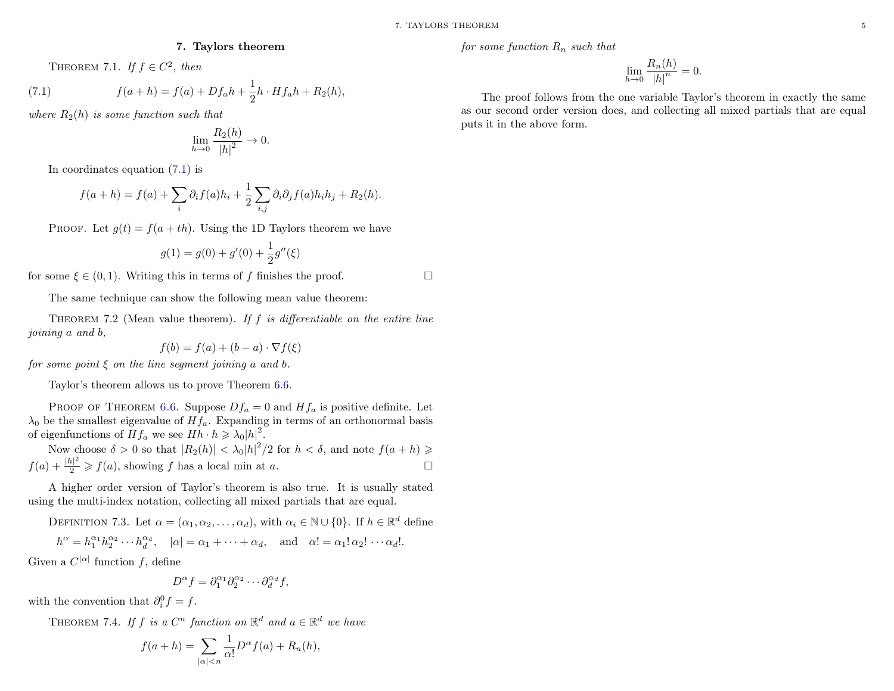## 7. Taylors theorem

THEOREM 7.1. *If $f \in C^2$, then*

$$f(a+h) = f(a) + Df_a h + \frac{1}{2} h \cdot Hf_a h + R_2(h), \tag{7.1}$$

*where $R_2(h)$ is some function such that*

$$\lim_{h \to 0} \frac{R_2(h)}{|h|^2} \to 0.$$

In coordinates equation (7.1) is

$$f(a+h) = f(a) + \sum_i \partial_i f(a) h_i + \frac{1}{2} \sum_{i,j} \partial_i \partial_j f(a) h_i h_j + R_2(h).$$

PROOF. Let $g(t) = f(a + th)$. Using the 1D Taylors theorem we have

$$g(1) = g(0) + g'(0) + \frac{1}{2} g''(\xi)$$

for some $\xi \in (0,1)$. Writing this in terms of $f$ finishes the proof. $\square$

The same technique can show the following mean value theorem:

THEOREM 7.2 (Mean value theorem). *If $f$ is differentiable on the entire line joining $a$ and $b$,*

$$f(b) = f(a) + (b-a) \cdot \nabla f(\xi)$$

*for some point $\xi$ on the line segment joining $a$ and $b$.*

Taylor's theorem allows us to prove Theorem 6.6.

PROOF OF THEOREM 6.6. Suppose $Df_a = 0$ and $Hf_a$ is positive definite. Let $\lambda_0$ be the smallest eigenvalue of $Hf_a$. Expanding in terms of an orthonormal basis of eigenfunctions of $Hf_a$ we see $Hh \cdot h \geqslant \lambda_0 |h|^2$.

Now choose $\delta > 0$ so that $|R_2(h)| < \lambda_0 |h|^2/2$ for $h < \delta$, and note $f(a+h) \geqslant f(a) + \frac{|h|^2}{2} \geqslant f(a)$, showing $f$ has a local min at $a$. $\square$

A higher order version of Taylor's theorem is also true. It is usually stated using the multi-index notation, collecting all mixed partials that are equal.

DEFINITION 7.3. Let $\alpha = (\alpha_1, \alpha_2, \dots, \alpha_d)$, with $\alpha_i \in \mathbb{N} \cup \{0\}$. If $h \in \mathbb{R}^d$ define

$$h^\alpha = h_1^{\alpha_1} h_2^{\alpha_2} \cdots h_d^{\alpha_d}, \quad |\alpha| = \alpha_1 + \cdots + \alpha_d, \quad \text{and} \quad \alpha! = \alpha_1! \, \alpha_2! \cdots \alpha_d!.$$

Given a $C^{|\alpha|}$ function $f$, define

$$D^\alpha f = \partial_1^{\alpha_1} \partial_2^{\alpha_2} \cdots \partial_d^{\alpha_d} f,$$

with the convention that $\partial_i^0 f = f$.

THEOREM 7.4. *If $f$ is a $C^n$ function on $\mathbb{R}^d$ and $a \in \mathbb{R}^d$ we have*

$$f(a+h) = \sum_{|\alpha| < n} \frac{1}{\alpha!} D^\alpha f(a) + R_n(h),$$

*for some function $R_n$ such that*

$$\lim_{h \to 0} \frac{R_n(h)}{|h|^n} = 0.$$

The proof follows from the one variable Taylor's theorem in exactly the same as our second order version does, and collecting all mixed partials that are equal puts it in the above form.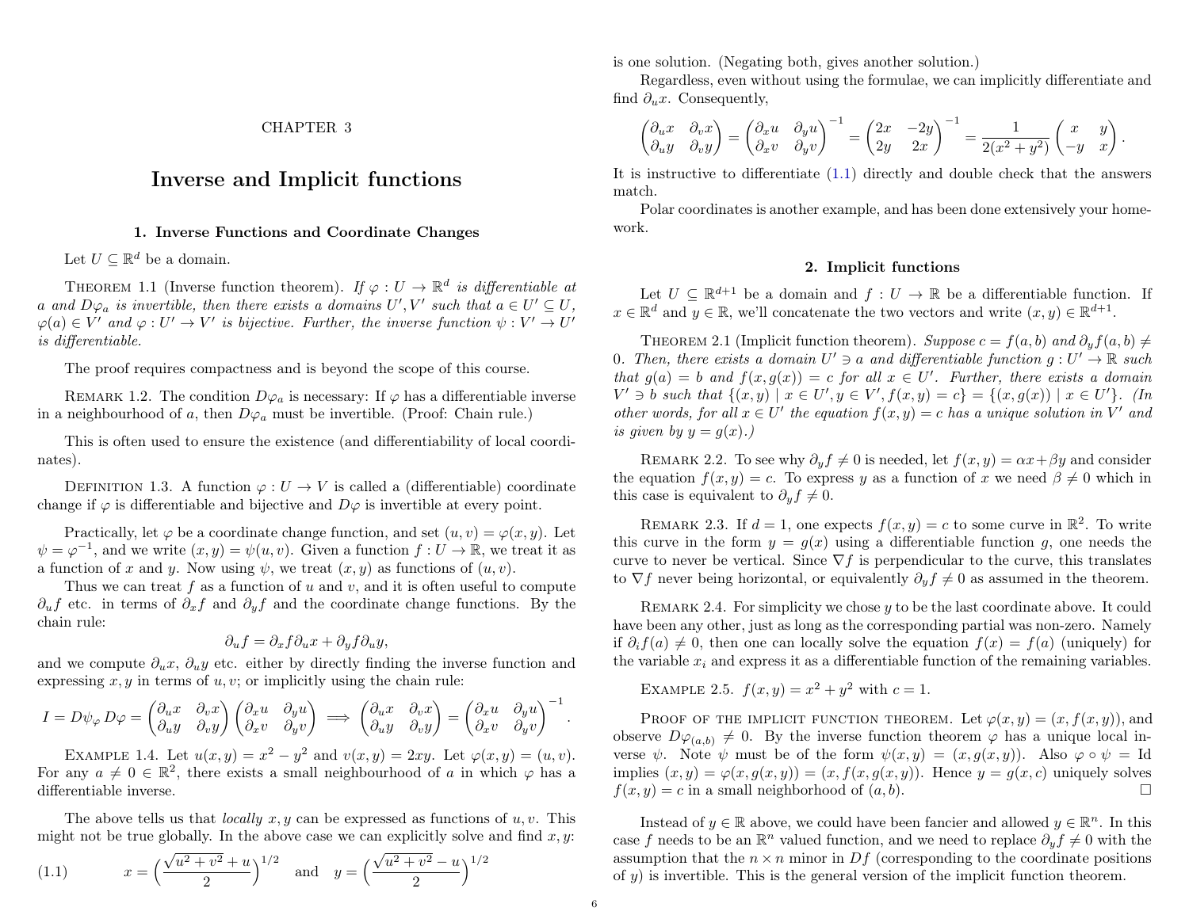# CHAPTER 3

# Inverse and Implicit functions

## 1. Inverse Functions and Coordinate Changes

Let $U \subseteq \mathbb{R}^d$ be a domain.

THEOREM 1.1 (Inverse function theorem). *If $\varphi : U \to \mathbb{R}^d$ is differentiable at $a$ and $D\varphi_a$ is invertible, then there exists a domains $U', V'$ such that $a \in U' \subseteq U$, $\varphi(a) \in V'$ and $\varphi : U' \to V'$ is bijective. Further, the inverse function $\psi : V' \to U'$ is differentiable.*

The proof requires compactness and is beyond the scope of this course.

REMARK 1.2. The condition $D\varphi_a$ is necessary: If $\varphi$ has a differentiable inverse in a neighbourhood of $a$, then $D\varphi_a$ must be invertible. (Proof: Chain rule.)

This is often used to ensure the existence (and differentiability of local coordinates).

DEFINITION 1.3. A function $\varphi : U \to V$ is called a (differentiable) coordinate change if $\varphi$ is differentiable and bijective and $D\varphi$ is invertible at every point.

Practically, let $\varphi$ be a coordinate change function, and set $(u, v) = \varphi(x, y)$. Let $\psi = \varphi^{-1}$, and we write $(x, y) = \psi(u, v)$. Given a function $f : U \to \mathbb{R}$, we treat it as a function of $x$ and $y$. Now using $\psi$, we treat $(x, y)$ as functions of $(u, v)$.

Thus we can treat $f$ as a function of $u$ and $v$, and it is often useful to compute $\partial_u f$ etc. in terms of $\partial_x f$ and $\partial_y f$ and the coordinate change functions. By the chain rule:

$$\partial_u f = \partial_x f \partial_u x + \partial_y f \partial_u y,$$

and we compute $\partial_u x$, $\partial_u y$ etc. either by directly finding the inverse function and expressing $x, y$ in terms of $u, v$; or implicitly using the chain rule:

$$I = D\psi_\varphi \, D\varphi = \begin{pmatrix} \partial_u x & \partial_v x \\ \partial_u y & \partial_v y \end{pmatrix} \begin{pmatrix} \partial_x u & \partial_y u \\ \partial_x v & \partial_y v \end{pmatrix} \implies \begin{pmatrix} \partial_u x & \partial_v x \\ \partial_u y & \partial_v y \end{pmatrix} = \begin{pmatrix} \partial_x u & \partial_y u \\ \partial_x v & \partial_y v \end{pmatrix}^{-1}.$$

EXAMPLE 1.4. Let $u(x, y) = x^2 - y^2$ and $v(x, y) = 2xy$. Let $\varphi(x, y) = (u, v)$. For any $a \neq 0 \in \mathbb{R}^2$, there exists a small neighbourhood of $a$ in which $\varphi$ has a differentiable inverse.

The above tells us that *locally* $x, y$ can be expressed as functions of $u, v$. This might not be true globally. In the above case we can explicitly solve and find $x, y$:

$$x = \Big(\frac{\sqrt{u^2 + v^2} + u}{2}\Big)^{1/2} \quad \text{and} \quad y = \Big(\frac{\sqrt{u^2 + v^2} - u}{2}\Big)^{1/2} \tag{1.1}$$

is one solution. (Negating both, gives another solution.)

Regardless, even without using the formulae, we can implicitly differentiate and find $\partial_u x$. Consequently,

$$\begin{pmatrix} \partial_u x & \partial_v x \\ \partial_u y & \partial_v y \end{pmatrix} = \begin{pmatrix} \partial_x u & \partial_y u \\ \partial_x v & \partial_y v \end{pmatrix}^{-1} = \begin{pmatrix} 2x & -2y \\ 2y & 2x \end{pmatrix}^{-1} = \frac{1}{2(x^2 + y^2)} \begin{pmatrix} x & y \\ -y & x \end{pmatrix}.$$

It is instructive to differentiate (1.1) directly and double check that the answers match.

Polar coordinates is another example, and has been done extensively your homework.

## 2. Implicit functions

Let $U \subseteq \mathbb{R}^{d+1}$ be a domain and $f : U \to \mathbb{R}$ be a differentiable function. If $x \in \mathbb{R}^d$ and $y \in \mathbb{R}$, we'll concatenate the two vectors and write $(x, y) \in \mathbb{R}^{d+1}$.

THEOREM 2.1 (Implicit function theorem). *Suppose $c = f(a, b)$ and $\partial_y f(a, b) \neq 0$. Then, there exists a domain $U' \ni a$ and differentiable function $g : U' \to \mathbb{R}$ such that $g(a) = b$ and $f(x, g(x)) = c$ for all $x \in U'$. Further, there exists a domain $V' \ni b$ such that $\{(x, y) \mid x \in U', y \in V', f(x, y) = c\} = \{(x, g(x)) \mid x \in U'\}$. (In other words, for all $x \in U'$ the equation $f(x, y) = c$ has a unique solution in $V'$ and is given by $y = g(x)$.)*

REMARK 2.2. To see why $\partial_y f \neq 0$ is needed, let $f(x, y) = \alpha x + \beta y$ and consider the equation $f(x, y) = c$. To express $y$ as a function of $x$ we need $\beta \neq 0$ which in this case is equivalent to $\partial_y f \neq 0$.

REMARK 2.3. If $d = 1$, one expects $f(x, y) = c$ to some curve in $\mathbb{R}^2$. To write this curve in the form $y = g(x)$ using a differentiable function $g$, one needs the curve to never be vertical. Since $\nabla f$ is perpendicular to the curve, this translates to $\nabla f$ never being horizontal, or equivalently $\partial_y f \neq 0$ as assumed in the theorem.

REMARK 2.4. For simplicity we chose $y$ to be the last coordinate above. It could have been any other, just as long as the corresponding partial was non-zero. Namely if $\partial_i f(a) \neq 0$, then one can locally solve the equation $f(x) = f(a)$ (uniquely) for the variable $x_i$ and express it as a differentiable function of the remaining variables.

EXAMPLE 2.5. $f(x, y) = x^2 + y^2$ with $c = 1$.

PROOF OF THE IMPLICIT FUNCTION THEOREM. Let $\varphi(x, y) = (x, f(x, y))$, and observe $D\varphi_{(a,b)} \neq 0$. By the inverse function theorem $\varphi$ has a unique local inverse $\psi$. Note $\psi$ must be of the form $\psi(x, y) = (x, g(x, y))$. Also $\varphi \circ \psi = \text{Id}$ implies $(x, y) = \varphi(x, g(x, y)) = (x, f(x, g(x, y))$. Hence $y = g(x, c)$ uniquely solves $f(x, y) = c$ in a small neighborhood of $(a, b)$. □

Instead of $y \in \mathbb{R}$ above, we could have been fancier and allowed $y \in \mathbb{R}^n$. In this case $f$ needs to be an $\mathbb{R}^n$ valued function, and we need to replace $\partial_y f \neq 0$ with the assumption that the $n \times n$ minor in $Df$ (corresponding to the coordinate positions of $y$) is invertible. This is the general version of the implicit function theorem.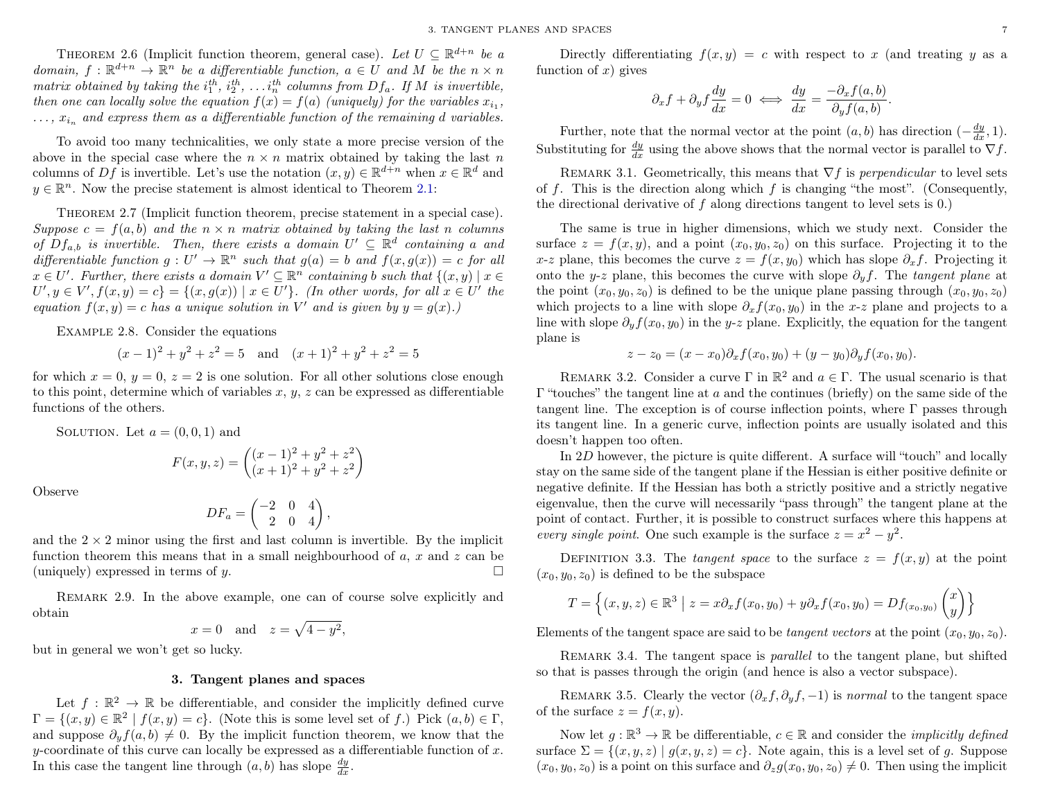THEOREM 2.6 (Implicit function theorem, general case). *Let $U \subseteq \mathbb{R}^{d+n}$ be a domain, $f : \mathbb{R}^{d+n} \to \mathbb{R}^n$ be a differentiable function, $a \in U$ and $M$ be the $n \times n$ matrix obtained by taking the $i_1^{th}$, $i_2^{th}$, $\dots i_n^{th}$ columns from $Df_a$. If $M$ is invertible, then one can locally solve the equation $f(x) = f(a)$ (uniquely) for the variables $x_{i_1}$, $\dots$, $x_{i_n}$ and express them as a differentiable function of the remaining $d$ variables.*

To avoid too many technicalities, we only state a more precise version of the above in the special case where the $n \times n$ matrix obtained by taking the last $n$ columns of $Df$ is invertible. Let's use the notation $(x, y) \in \mathbb{R}^{d+n}$ when $x \in \mathbb{R}^d$ and $y \in \mathbb{R}^n$. Now the precise statement is almost identical to Theorem 2.1:

THEOREM 2.7 (Implicit function theorem, precise statement in a special case). *Suppose $c = f(a, b)$ and the $n \times n$ matrix obtained by taking the last $n$ columns of $Df_{a,b}$ is invertible. Then, there exists a domain $U' \subseteq \mathbb{R}^d$ containing $a$ and differentiable function $g : U' \to \mathbb{R}^n$ such that $g(a) = b$ and $f(x, g(x)) = c$ for all $x \in U'$. Further, there exists a domain $V' \subseteq \mathbb{R}^n$ containing $b$ such that $\{(x, y) \mid x \in U', y \in V', f(x, y) = c\} = \{(x, g(x)) \mid x \in U'\}$. (In other words, for all $x \in U'$ the equation $f(x, y) = c$ has a unique solution in $V'$ and is given by $y = g(x)$.)*

EXAMPLE 2.8. Consider the equations

$$(x-1)^2 + y^2 + z^2 = 5 \quad \text{and} \quad (x+1)^2 + y^2 + z^2 = 5$$

for which $x = 0$, $y = 0$, $z = 2$ is one solution. For all other solutions close enough to this point, determine which of variables $x$, $y$, $z$ can be expressed as differentiable functions of the others.

SOLUTION. Let $a = (0, 0, 1)$ and

$$F(x, y, z) = \begin{pmatrix} (x-1)^2 + y^2 + z^2 \\ (x+1)^2 + y^2 + z^2 \end{pmatrix}$$

Observe

$$DF_a = \begin{pmatrix} -2 & 0 & 4 \\ 2 & 0 & 4 \end{pmatrix},$$

and the $2 \times 2$ minor using the first and last column is invertible. By the implicit function theorem this means that in a small neighbourhood of $a$, $x$ and $z$ can be (uniquely) expressed in terms of $y$. ☐

REMARK 2.9. In the above example, one can of course solve explicitly and obtain

$$x = 0 \quad \text{and} \quad z = \sqrt{4 - y^2},$$

but in general we won't get so lucky.

## 3. Tangent planes and spaces

Let $f : \mathbb{R}^2 \to \mathbb{R}$ be differentiable, and consider the implicitly defined curve $\Gamma = \{(x, y) \in \mathbb{R}^2 \mid f(x, y) = c\}$. (Note this is some level set of $f$.) Pick $(a, b) \in \Gamma$, and suppose $\partial_y f(a, b) \neq 0$. By the implicit function theorem, we know that the $y$-coordinate of this curve can locally be expressed as a differentiable function of $x$. In this case the tangent line through $(a, b)$ has slope $\frac{dy}{dx}$.

Directly differentiating $f(x, y) = c$ with respect to $x$ (and treating $y$ as a function of $x$) gives

$$\partial_x f + \partial_y f \frac{dy}{dx} = 0 \iff \frac{dy}{dx} = \frac{-\partial_x f(a, b)}{\partial_y f(a, b)}.$$

Further, note that the normal vector at the point $(a, b)$ has direction $(-\frac{dy}{dx}, 1)$. Substituting for $\frac{dy}{dx}$ using the above shows that the normal vector is parallel to $\nabla f$.

REMARK 3.1. Geometrically, this means that $\nabla f$ is *perpendicular* to level sets of $f$. This is the direction along which $f$ is changing "the most". (Consequently, the directional derivative of $f$ along directions tangent to level sets is 0.)

The same is true in higher dimensions, which we study next. Consider the surface $z = f(x, y)$, and a point $(x_0, y_0, z_0)$ on this surface. Projecting it to the $x$-$z$ plane, this becomes the curve $z = f(x, y_0)$ which has slope $\partial_x f$. Projecting it onto the $y$-$z$ plane, this becomes the curve with slope $\partial_y f$. The *tangent plane* at the point $(x_0, y_0, z_0)$ is defined to be the unique plane passing through $(x_0, y_0, z_0)$ which projects to a line with slope $\partial_x f(x_0, y_0)$ in the $x$-$z$ plane and projects to a line with slope $\partial_y f(x_0, y_0)$ in the $y$-$z$ plane. Explicitly, the equation for the tangent plane is

$$z - z_0 = (x - x_0)\partial_x f(x_0, y_0) + (y - y_0)\partial_y f(x_0, y_0).$$

REMARK 3.2. Consider a curve $\Gamma$ in $\mathbb{R}^2$ and $a \in \Gamma$. The usual scenario is that $\Gamma$ "touches" the tangent line at $a$ and the continues (briefly) on the same side of the tangent line. The exception is of course inflection points, where $\Gamma$ passes through its tangent line. In a generic curve, inflection points are usually isolated and this doesn't happen too often.

In 2D however, the picture is quite different. A surface will "touch" and locally stay on the same side of the tangent plane if the Hessian is either positive definite or negative definite. If the Hessian has both a strictly positive and a strictly negative eigenvalue, then the curve will necessarily "pass through" the tangent plane at the point of contact. Further, it is possible to construct surfaces where this happens at *every single point*. One such example is the surface $z = x^2 - y^2$.

DEFINITION 3.3. The *tangent space* to the surface $z = f(x, y)$ at the point $(x_0, y_0, z_0)$ is defined to be the subspace

$$T = \left\{(x, y, z) \in \mathbb{R}^3 \;\middle|\; z = x\partial_x f(x_0, y_0) + y\partial_x f(x_0, y_0) = Df_{(x_0, y_0)} \begin{pmatrix} x \\ y \end{pmatrix}\right\}$$

Elements of the tangent space are said to be *tangent vectors* at the point $(x_0, y_0, z_0)$.

REMARK 3.4. The tangent space is *parallel* to the tangent plane, but shifted so that is passes through the origin (and hence is also a vector subspace).

REMARK 3.5. Clearly the vector $(\partial_x f, \partial_y f, -1)$ is *normal* to the tangent space of the surface $z = f(x, y)$.

Now let $g : \mathbb{R}^3 \to \mathbb{R}$ be differentiable, $c \in \mathbb{R}$ and consider the *implicitly defined* surface $\Sigma = \{(x, y, z) \mid g(x, y, z) = c\}$. Note again, this is a level set of $g$. Suppose $(x_0, y_0, z_0)$ is a point on this surface and $\partial_z g(x_0, y_0, z_0) \neq 0$. Then using the implicit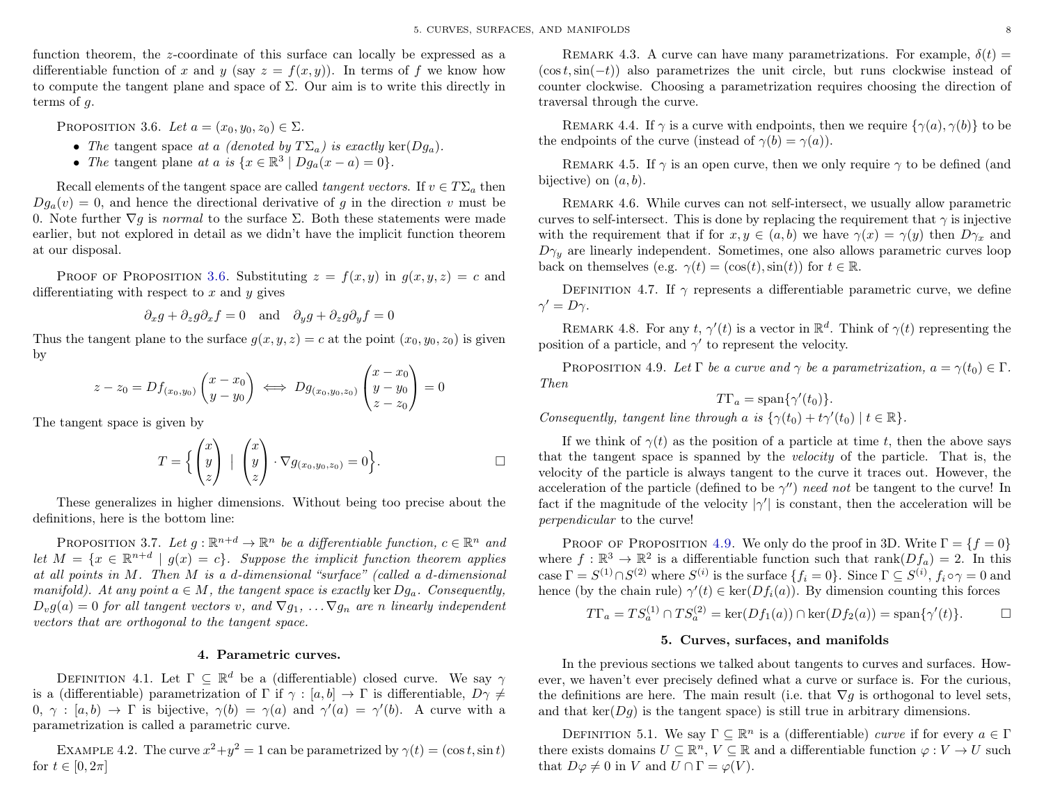function theorem, the $z$-coordinate of this surface can locally be expressed as a differentiable function of $x$ and $y$ (say $z = f(x,y)$). In terms of $f$ we know how to compute the tangent plane and space of $\Sigma$. Our aim is to write this directly in terms of $g$.

PROPOSITION 3.6. *Let $a = (x_0, y_0, z_0) \in \Sigma$.*

- *The* tangent space *at $a$ (denoted by $T\Sigma_a$) is exactly* $\ker(Dg_a)$.
- *The* tangent plane *at $a$ is* $\{x \in \mathbb{R}^3 \mid Dg_a(x - a) = 0\}$.

Recall elements of the tangent space are called *tangent vectors*. If $v \in T\Sigma_a$ then $Dg_a(v) = 0$, and hence the directional derivative of $g$ in the direction $v$ must be 0. Note further $\nabla g$ is *normal* to the surface $\Sigma$. Both these statements were made earlier, but not explored in detail as we didn't have the implicit function theorem at our disposal.

PROOF OF PROPOSITION 3.6. Substituting $z = f(x,y)$ in $g(x,y,z) = c$ and differentiating with respect to $x$ and $y$ gives

$$\partial_x g + \partial_z g \partial_x f = 0 \quad \text{and} \quad \partial_y g + \partial_z g \partial_y f = 0$$

Thus the tangent plane to the surface $g(x,y,z) = c$ at the point $(x_0, y_0, z_0)$ is given by

$$z - z_0 = Df_{(x_0,y_0)} \begin{pmatrix} x - x_0 \\ y - y_0 \end{pmatrix} \iff Dg_{(x_0,y_0,z_0)} \begin{pmatrix} x - x_0 \\ y - y_0 \\ z - z_0 \end{pmatrix} = 0$$

The tangent space is given by

$$T = \Big\{ \begin{pmatrix} x \\ y \\ z \end{pmatrix} \mid \begin{pmatrix} x \\ y \\ z \end{pmatrix} \cdot \nabla g_{(x_0,y_0,z_0)} = 0 \Big\}. \qquad \square$$

These generalizes in higher dimensions. Without being too precise about the definitions, here is the bottom line:

PROPOSITION 3.7. *Let $g : \mathbb{R}^{n+d} \to \mathbb{R}^n$ be a differentiable function, $c \in \mathbb{R}^n$ and let $M = \{x \in \mathbb{R}^{n+d} \mid g(x) = c\}$. Suppose the implicit function theorem applies at all points in $M$. Then $M$ is a $d$-dimensional "surface" (called a $d$-dimensional manifold). At any point $a \in M$, the tangent space is exactly $\ker Dg_a$. Consequently, $D_v g(a) = 0$ for all tangent vectors $v$, and $\nabla g_1, \ldots \nabla g_n$ are $n$ linearly independent vectors that are orthogonal to the tangent space.*

## 4. Parametric curves.

DEFINITION 4.1. Let $\Gamma \subseteq \mathbb{R}^d$ be a (differentiable) closed curve. We say $\gamma$ is a (differentiable) parametrization of $\Gamma$ if $\gamma : [a,b] \to \Gamma$ is differentiable, $D\gamma \neq 0$, $\gamma : [a,b) \to \Gamma$ is bijective, $\gamma(b) = \gamma(a)$ and $\gamma'(a) = \gamma'(b)$. A curve with a parametrization is called a parametric curve.

EXAMPLE 4.2. The curve $x^2 + y^2 = 1$ can be parametrized by $\gamma(t) = (\cos t, \sin t)$ for $t \in [0, 2\pi]$

REMARK 4.3. A curve can have many parametrizations. For example, $\delta(t) = (\cos t, \sin(-t))$ also parametrizes the unit circle, but runs clockwise instead of counter clockwise. Choosing a parametrization requires choosing the direction of traversal through the curve.

REMARK 4.4. If $\gamma$ is a curve with endpoints, then we require $\{\gamma(a), \gamma(b)\}$ to be the endpoints of the curve (instead of $\gamma(b) = \gamma(a)$).

REMARK 4.5. If $\gamma$ is an open curve, then we only require $\gamma$ to be defined (and bijective) on $(a,b)$.

REMARK 4.6. While curves can not self-intersect, we usually allow parametric curves to self-intersect. This is done by replacing the requirement that $\gamma$ is injective with the requirement that if for $x, y \in (a,b)$ we have $\gamma(x) = \gamma(y)$ then $D\gamma_x$ and $D\gamma_y$ are linearly independent. Sometimes, one also allows parametric curves loop back on themselves (e.g. $\gamma(t) = (\cos(t), \sin(t))$ for $t \in \mathbb{R}$.

DEFINITION 4.7. If $\gamma$ represents a differentiable parametric curve, we define $\gamma' = D\gamma$.

REMARK 4.8. For any $t$, $\gamma'(t)$ is a vector in $\mathbb{R}^d$. Think of $\gamma(t)$ representing the position of a particle, and $\gamma'$ to represent the velocity.

PROPOSITION 4.9. *Let $\Gamma$ be a curve and $\gamma$ be a parametrization, $a = \gamma(t_0) \in \Gamma$. Then*

$$T\Gamma_a = \operatorname{span}\{\gamma'(t_0)\}.$$

*Consequently, tangent line through $a$ is $\{\gamma(t_0) + t\gamma'(t_0) \mid t \in \mathbb{R}\}$.*

If we think of $\gamma(t)$ as the position of a particle at time $t$, then the above says that the tangent space is spanned by the *velocity* of the particle. That is, the velocity of the particle is always tangent to the curve it traces out. However, the acceleration of the particle (defined to be $\gamma''$) *need not* be tangent to the curve! In fact if the magnitude of the velocity $|\gamma'|$ is constant, then the acceleration will be *perpendicular* to the curve!

PROOF OF PROPOSITION 4.9. We only do the proof in 3D. Write $\Gamma = \{f = 0\}$ where $f : \mathbb{R}^3 \to \mathbb{R}^2$ is a differentiable function such that $\operatorname{rank}(Df_a) = 2$. In this case $\Gamma = S^{(1)} \cap S^{(2)}$ where $S^{(i)}$ is the surface $\{f_i = 0\}$. Since $\Gamma \subseteq S^{(i)}$, $f_i \circ \gamma = 0$ and hence (by the chain rule) $\gamma'(t) \in \ker(Df_i(a))$. By dimension counting this forces

$$T\Gamma_a = TS^{(1)}_a \cap TS^{(2)}_a = \ker(Df_1(a)) \cap \ker(Df_2(a)) = \operatorname{span}\{\gamma'(t)\}. \qquad \square$$

## 5. Curves, surfaces, and manifolds

In the previous sections we talked about tangents to curves and surfaces. However, we haven't ever precisely defined what a curve or surface is. For the curious, the definitions are here. The main result (i.e. that $\nabla g$ is orthogonal to level sets, and that $\ker(Dg)$ is the tangent space) is still true in arbitrary dimensions.

DEFINITION 5.1. We say $\Gamma \subseteq \mathbb{R}^n$ is a (differentiable) *curve* if for every $a \in \Gamma$ there exists domains $U \subseteq \mathbb{R}^n$, $V \subseteq \mathbb{R}$ and a differentiable function $\varphi : V \to U$ such that $D\varphi \neq 0$ in $V$ and $U \cap \Gamma = \varphi(V)$.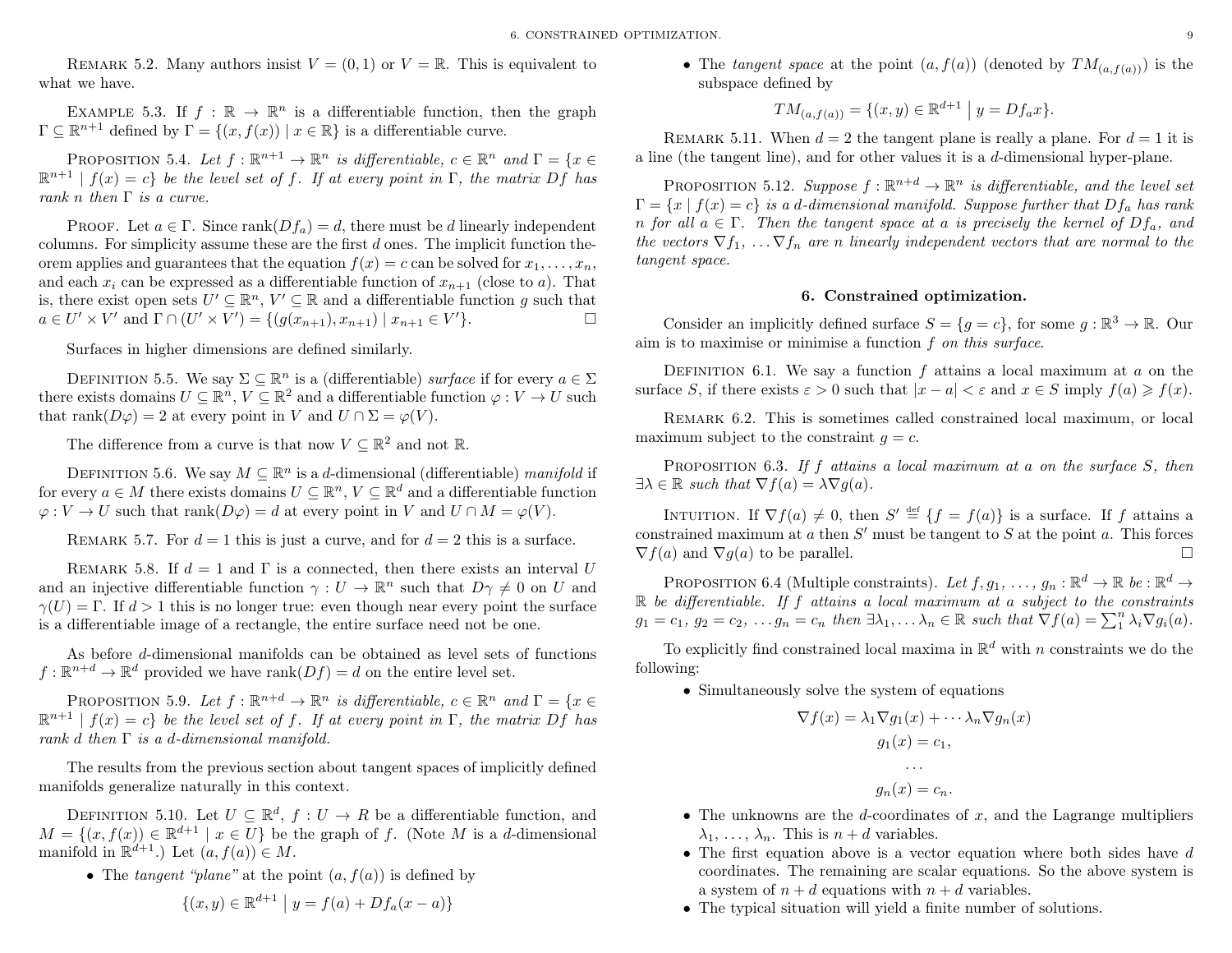Remark 5.2. Many authors insist $V = (0, 1)$ or $V = \mathbb{R}$. This is equivalent to what we have.

Example 5.3. If $f : \mathbb{R} \to \mathbb{R}^n$ is a differentiable function, then the graph $\Gamma \subseteq \mathbb{R}^{n+1}$ defined by $\Gamma = \{(x, f(x)) \mid x \in \mathbb{R}\}$ is a differentiable curve.

Proposition 5.4. *Let $f : \mathbb{R}^{n+1} \to \mathbb{R}^n$ is differentiable, $c \in \mathbb{R}^n$ and $\Gamma = \{x \in \mathbb{R}^{n+1} \mid f(x) = c\}$ be the level set of $f$. If at every point in $\Gamma$, the matrix $Df$ has rank $n$ then $\Gamma$ is a curve.*

Proof. Let $a \in \Gamma$. Since $\operatorname{rank}(Df_a) = d$, there must be $d$ linearly independent columns. For simplicity assume these are the first $d$ ones. The implicit function theorem applies and guarantees that the equation $f(x) = c$ can be solved for $x_1, \dots, x_n$, and each $x_i$ can be expressed as a differentiable function of $x_{n+1}$ (close to $a$). That is, there exist open sets $U' \subseteq \mathbb{R}^n$, $V' \subseteq \mathbb{R}$ and a differentiable function $g$ such that $a \in U' \times V'$ and $\Gamma \cap (U' \times V') = \{(g(x_{n+1}), x_{n+1}) \mid x_{n+1} \in V'\}$. ∎

Surfaces in higher dimensions are defined similarly.

Definition 5.5. We say $\Sigma \subseteq \mathbb{R}^n$ is a (differentiable) *surface* if for every $a \in \Sigma$ there exists domains $U \subseteq \mathbb{R}^n$, $V \subseteq \mathbb{R}^2$ and a differentiable function $\varphi : V \to U$ such that $\operatorname{rank}(D\varphi) = 2$ at every point in $V$ and $U \cap \Sigma = \varphi(V)$.

The difference from a curve is that now $V \subseteq \mathbb{R}^2$ and not $\mathbb{R}$.

Definition 5.6. We say $M \subseteq \mathbb{R}^n$ is a $d$-dimensional (differentiable) *manifold* if for every $a \in M$ there exists domains $U \subseteq \mathbb{R}^n$, $V \subseteq \mathbb{R}^d$ and a differentiable function $\varphi : V \to U$ such that $\operatorname{rank}(D\varphi) = d$ at every point in $V$ and $U \cap M = \varphi(V)$.

Remark 5.7. For $d = 1$ this is just a curve, and for $d = 2$ this is a surface.

Remark 5.8. If $d = 1$ and $\Gamma$ is a connected, then there exists an interval $U$ and an injective differentiable function $\gamma : U \to \mathbb{R}^n$ such that $D\gamma \neq 0$ on $U$ and $\gamma(U) = \Gamma$. If $d > 1$ this is no longer true: even though near every point the surface is a differentiable image of a rectangle, the entire surface need not be one.

As before $d$-dimensional manifolds can be obtained as level sets of functions $f : \mathbb{R}^{n+d} \to \mathbb{R}^d$ provided we have $\operatorname{rank}(Df) = d$ on the entire level set.

Proposition 5.9. *Let $f : \mathbb{R}^{n+d} \to \mathbb{R}^n$ is differentiable, $c \in \mathbb{R}^n$ and $\Gamma = \{x \in \mathbb{R}^{n+1} \mid f(x) = c\}$ be the level set of $f$. If at every point in $\Gamma$, the matrix $Df$ has rank $d$ then $\Gamma$ is a $d$-dimensional manifold.*

The results from the previous section about tangent spaces of implicitly defined manifolds generalize naturally in this context.

Definition 5.10. Let $U \subseteq \mathbb{R}^d$, $f : U \to R$ be a differentiable function, and $M = \{(x, f(x)) \in \mathbb{R}^{d+1} \mid x \in U\}$ be the graph of $f$. (Note $M$ is a $d$-dimensional manifold in $\mathbb{R}^{d+1}$.) Let $(a, f(a)) \in M$.

- The *tangent "plane"* at the point $(a, f(a))$ is defined by
$$\{(x, y) \in \mathbb{R}^{d+1} \mid y = f(a) + Df_a(x - a)\}$$
- The *tangent space* at the point $(a, f(a))$ (denoted by $TM_{(a,f(a))}$) is the subspace defined by
$$TM_{(a,f(a))} = \{(x, y) \in \mathbb{R}^{d+1} \mid y = Df_a x\}.$$

Remark 5.11. When $d = 2$ the tangent plane is really a plane. For $d = 1$ it is a line (the tangent line), and for other values it is a $d$-dimensional hyper-plane.

Proposition 5.12. *Suppose $f : \mathbb{R}^{n+d} \to \mathbb{R}^n$ is differentiable, and the level set $\Gamma = \{x \mid f(x) = c\}$ is a $d$-dimensional manifold. Suppose further that $Df_a$ has rank $n$ for all $a \in \Gamma$. Then the tangent space at $a$ is precisely the kernel of $Df_a$, and the vectors $\nabla f_1, \dots \nabla f_n$ are $n$ linearly independent vectors that are normal to the tangent space.*

## 6. Constrained optimization.

Consider an implicitly defined surface $S = \{g = c\}$, for some $g : \mathbb{R}^3 \to \mathbb{R}$. Our aim is to maximise or minimise a function $f$ *on this surface*.

Definition 6.1. We say a function $f$ attains a local maximum at $a$ on the surface $S$, if there exists $\varepsilon > 0$ such that $|x - a| < \varepsilon$ and $x \in S$ imply $f(a) \geqslant f(x)$.

Remark 6.2. This is sometimes called constrained local maximum, or local maximum subject to the constraint $g = c$.

Proposition 6.3. *If $f$ attains a local maximum at $a$ on the surface $S$, then $\exists \lambda \in \mathbb{R}$ such that $\nabla f(a) = \lambda \nabla g(a)$.*

Intuition. If $\nabla f(a) \neq 0$, then $S' \stackrel{\text{def}}{=} \{f = f(a)\}$ is a surface. If $f$ attains a constrained maximum at $a$ then $S'$ must be tangent to $S$ at the point $a$. This forces $\nabla f(a)$ and $\nabla g(a)$ to be parallel. ∎

Proposition 6.4 (Multiple constraints). *Let $f, g_1, \dots, g_n : \mathbb{R}^d \to \mathbb{R}$ be : $\mathbb{R}^d \to \mathbb{R}$ be differentiable. If $f$ attains a local maximum at $a$ subject to the constraints $g_1 = c_1$, $g_2 = c_2$, $\dots g_n = c_n$ then $\exists \lambda_1, \dots \lambda_n \in \mathbb{R}$ such that $\nabla f(a) = \sum_1^n \lambda_i \nabla g_i(a)$.*

To explicitly find constrained local maxima in $\mathbb{R}^d$ with $n$ constraints we do the following:

- Simultaneously solve the system of equations
$$\nabla f(x) = \lambda_1 \nabla g_1(x) + \cdots \lambda_n \nabla g_n(x)$$
$$g_1(x) = c_1,$$
$$\dots$$
$$g_n(x) = c_n.$$
- The unknowns are the $d$-coordinates of $x$, and the Lagrange multipliers $\lambda_1, \dots, \lambda_n$. This is $n + d$ variables.
- The first equation above is a vector equation where both sides have $d$ coordinates. The remaining are scalar equations. So the above system is a system of $n + d$ equations with $n + d$ variables.
- The typical situation will yield a finite number of solutions.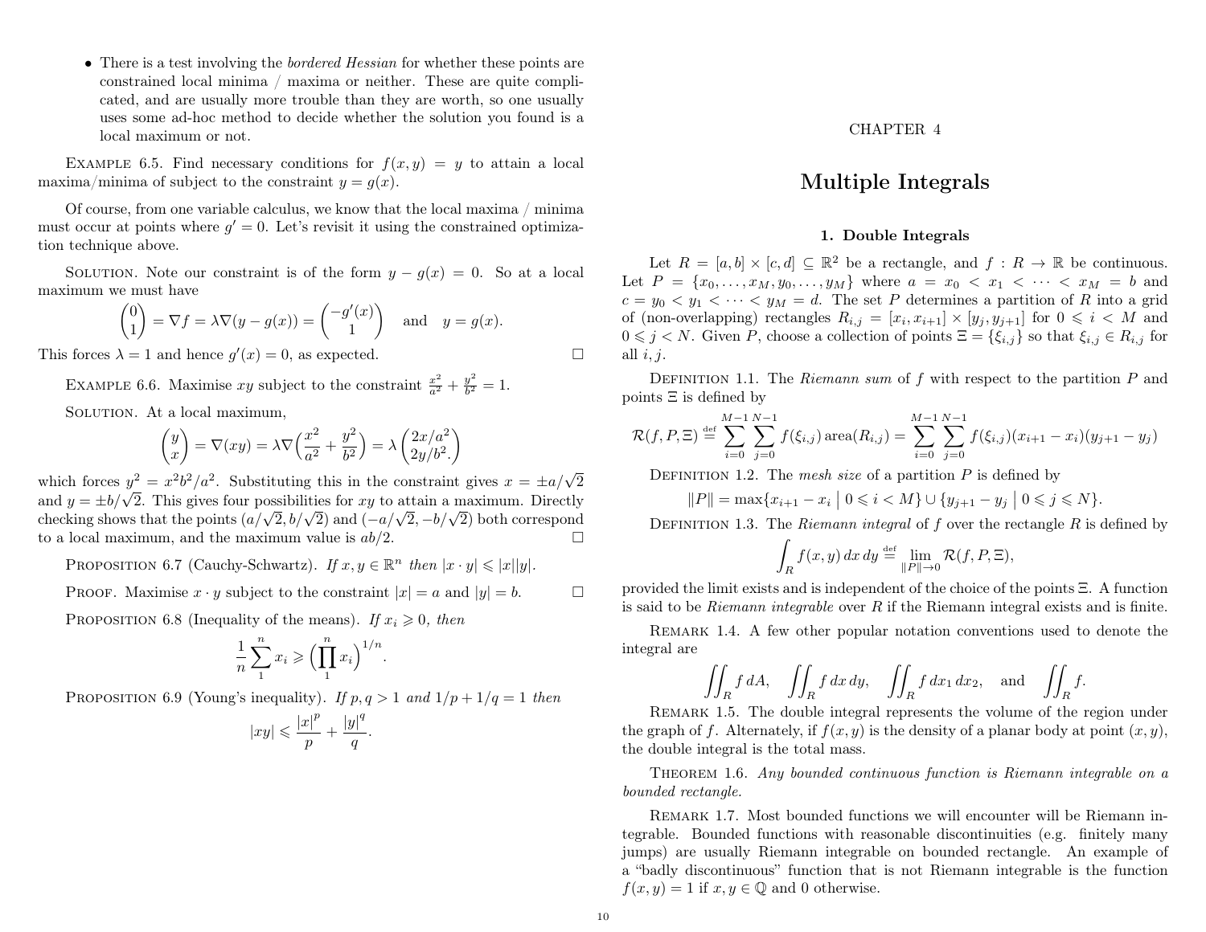- There is a test involving the *bordered Hessian* for whether these points are constrained local minima / maxima or neither. These are quite complicated, and are usually more trouble than they are worth, so one usually uses some ad-hoc method to decide whether the solution you found is a local maximum or not.

EXAMPLE 6.5. Find necessary conditions for $f(x, y) = y$ to attain a local maxima/minima of subject to the constraint $y = g(x)$.

Of course, from one variable calculus, we know that the local maxima / minima must occur at points where $g' = 0$. Let's revisit it using the constrained optimization technique above.

SOLUTION. Note our constraint is of the form $y - g(x) = 0$. So at a local maximum we must have

$$\begin{pmatrix} 0 \\ 1 \end{pmatrix} = \nabla f = \lambda \nabla (y - g(x)) = \begin{pmatrix} -g'(x) \\ 1 \end{pmatrix} \quad \text{and} \quad y = g(x).$$

This forces $\lambda = 1$ and hence $g'(x) = 0$, as expected. □

EXAMPLE 6.6. Maximise $xy$ subject to the constraint $\frac{x^2}{a^2} + \frac{y^2}{b^2} = 1$.

SOLUTION. At a local maximum,

$$\begin{pmatrix} y \\ x \end{pmatrix} = \nabla(xy) = \lambda \nabla\Big(\frac{x^2}{a^2} + \frac{y^2}{b^2}\Big) = \lambda \begin{pmatrix} 2x/a^2 \\ 2y/b^2. \end{pmatrix}$$

which forces $y^2 = x^2 b^2 / a^2$. Substituting this in the constraint gives $x = \pm a/\sqrt{2}$ and $y = \pm b/\sqrt{2}$. This gives four possibilities for $xy$ to attain a maximum. Directly checking shows that the points $(a/\sqrt{2}, b/\sqrt{2})$ and $(-a/\sqrt{2}, -b/\sqrt{2})$ both correspond to a local maximum, and the maximum value is $ab/2$. □

PROPOSITION 6.7 (Cauchy-Schwartz). *If $x, y \in \mathbb{R}^n$ then $|x \cdot y| \leqslant |x||y|$.*

PROOF. Maximise $x \cdot y$ subject to the constraint $|x| = a$ and $|y| = b$. □

PROPOSITION 6.8 (Inequality of the means). *If $x_i \geqslant 0$, then*

$$\frac{1}{n}\sum_{1}^{n} x_i \geqslant \Big(\prod_{1}^{n} x_i\Big)^{1/n}.$$

PROPOSITION 6.9 (Young's inequality). *If $p, q > 1$ and $1/p + 1/q = 1$ then*

$$|xy| \leqslant \frac{|x|^p}{p} + \frac{|y|^q}{q}.$$

CHAPTER 4

# Multiple Integrals

## 1. Double Integrals

Let $R = [a, b] \times [c, d] \subseteq \mathbb{R}^2$ be a rectangle, and $f : R \to \mathbb{R}$ be continuous. Let $P = \{x_0, \dots, x_M, y_0, \dots, y_M\}$ where $a = x_0 < x_1 < \cdots < x_M = b$ and $c = y_0 < y_1 < \cdots < y_M = d$. The set $P$ determines a partition of $R$ into a grid of (non-overlapping) rectangles $R_{i,j} = [x_i, x_{i+1}] \times [y_j, y_{j+1}]$ for $0 \leqslant i < M$ and $0 \leqslant j < N$. Given $P$, choose a collection of points $\Xi = \{\xi_{i,j}\}$ so that $\xi_{i,j} \in R_{i,j}$ for all $i, j$.

DEFINITION 1.1. The *Riemann sum* of $f$ with respect to the partition $P$ and points $\Xi$ is defined by

$$\mathcal{R}(f, P, \Xi) \stackrel{\text{def}}{=} \sum_{i=0}^{M-1}\sum_{j=0}^{N-1} f(\xi_{i,j}) \operatorname{area}(R_{i,j}) = \sum_{i=0}^{M-1}\sum_{j=0}^{N-1} f(\xi_{i,j})(x_{i+1} - x_i)(y_{j+1} - y_j)$$

DEFINITION 1.2. The *mesh size* of a partition $P$ is defined by

$$\|P\| = \max\{x_{i+1} - x_i \mid 0 \leqslant i < M\} \cup \{y_{j+1} - y_j \mid 0 \leqslant j \leqslant N\}.$$

DEFINITION 1.3. The *Riemann integral* of $f$ over the rectangle $R$ is defined by

$$\int_R f(x, y)\, dx\, dy \stackrel{\text{def}}{=} \lim_{\|P\| \to 0} \mathcal{R}(f, P, \Xi),$$

provided the limit exists and is independent of the choice of the points $\Xi$. A function is said to be *Riemann integrable* over $R$ if the Riemann integral exists and is finite.

REMARK 1.4. A few other popular notation conventions used to denote the integral are

$$\iint_R f\, dA, \quad \iint_R f\, dx\, dy, \quad \iint_R f\, dx_1\, dx_2, \quad \text{and} \quad \iint_R f.$$

REMARK 1.5. The double integral represents the volume of the region under the graph of $f$. Alternately, if $f(x, y)$ is the density of a planar body at point $(x, y)$, the double integral is the total mass.

THEOREM 1.6. *Any bounded continuous function is Riemann integrable on a bounded rectangle.*

REMARK 1.7. Most bounded functions we will encounter will be Riemann integrable. Bounded functions with reasonable discontinuities (e.g. finitely many jumps) are usually Riemann integrable on bounded rectangle. An example of a "badly discontinuous" function that is not Riemann integrable is the function $f(x, y) = 1$ if $x, y \in \mathbb{Q}$ and 0 otherwise.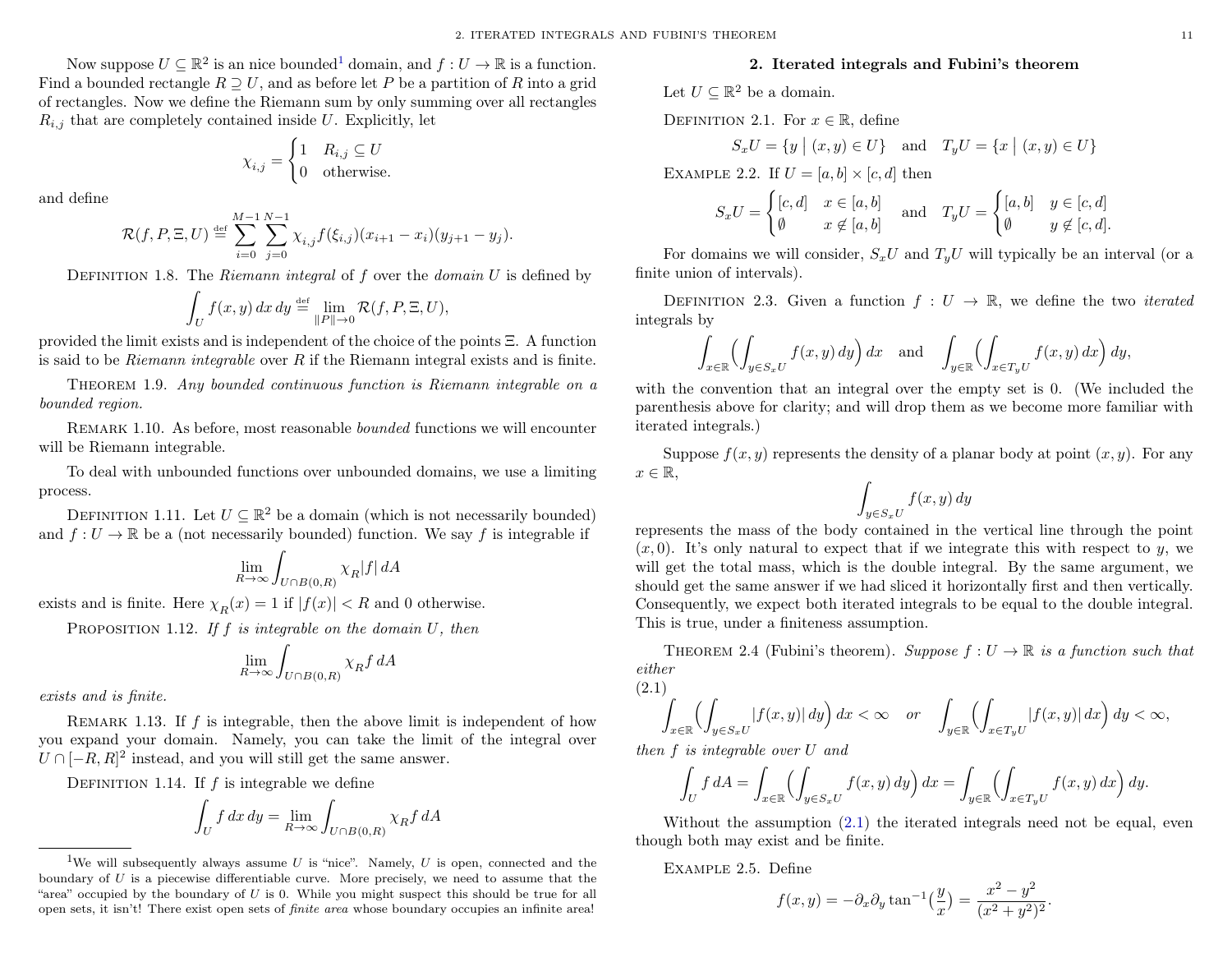Now suppose $U \subseteq \mathbb{R}^2$ is an nice bounded[1] domain, and $f : U \to \mathbb{R}$ is a function. Find a bounded rectangle $R \supseteq U$, and as before let $P$ be a partition of $R$ into a grid of rectangles. Now we define the Riemann sum by only summing over all rectangles $R_{i,j}$ that are completely contained inside $U$. Explicitly, let

$$\chi_{i,j} = \begin{cases} 1 & R_{i,j} \subseteq U \\ 0 & \text{otherwise.} \end{cases}$$

and define

$$\mathcal{R}(f, P, \Xi, U) \stackrel{\text{def}}{=} \sum_{i=0}^{M-1} \sum_{j=0}^{N-1} \chi_{i,j} f(\xi_{i,j})(x_{i+1} - x_i)(y_{j+1} - y_j).$$

Definition 1.8. The *Riemann integral* of $f$ over the *domain* $U$ is defined by

$$\int_U f(x, y)\, dx\, dy \stackrel{\text{def}}{=} \lim_{\|P\| \to 0} \mathcal{R}(f, P, \Xi, U),$$

provided the limit exists and is independent of the choice of the points $\Xi$. A function is said to be *Riemann integrable* over $R$ if the Riemann integral exists and is finite.

Theorem 1.9. *Any bounded continuous function is Riemann integrable on a bounded region.*

Remark 1.10. As before, most reasonable *bounded* functions we will encounter will be Riemann integrable.

To deal with unbounded functions over unbounded domains, we use a limiting process.

Definition 1.11. Let $U \subseteq \mathbb{R}^2$ be a domain (which is not necessarily bounded) and $f : U \to \mathbb{R}$ be a (not necessarily bounded) function. We say $f$ is integrable if

$$\lim_{R \to \infty} \int_{U \cap B(0,R)} \chi_R |f|\, dA$$

exists and is finite. Here $\chi_R(x) = 1$ if $|f(x)| < R$ and $0$ otherwise.

Proposition 1.12. *If $f$ is integrable on the domain $U$, then*

$$\lim_{R \to \infty} \int_{U \cap B(0,R)} \chi_R f\, dA$$

*exists and is finite.*

Remark 1.13. If $f$ is integrable, then the above limit is independent of how you expand your domain. Namely, you can take the limit of the integral over $U \cap [-R, R]^2$ instead, and you will still get the same answer.

Definition 1.14. If $f$ is integrable we define

$$\int_U f\, dx\, dy = \lim_{R \to \infty} \int_{U \cap B(0,R)} \chi_R f\, dA$$

[1] We will subsequently always assume $U$ is "nice". Namely, $U$ is open, connected and the boundary of $U$ is a piecewise differentiable curve. More precisely, we need to assume that the "area" occupied by the boundary of $U$ is 0. While you might suspect this should be true for all open sets, it isn't! There exist open sets of *finite area* whose boundary occupies an infinite area!

## 2. Iterated integrals and Fubini's theorem

Let $U \subseteq \mathbb{R}^2$ be a domain.

Definition 2.1. For $x \in \mathbb{R}$, define

$$S_x U = \{ y \mid (x, y) \in U \} \quad \text{and} \quad T_y U = \{ x \mid (x, y) \in U \}$$

Example 2.2. If $U = [a, b] \times [c, d]$ then

$$S_x U = \begin{cases} [c, d] & x \in [a, b] \\ \emptyset & x \notin [a, b] \end{cases} \quad \text{and} \quad T_y U = \begin{cases} [a, b] & y \in [c, d] \\ \emptyset & y \notin [c, d]. \end{cases}$$

For domains we will consider, $S_x U$ and $T_y U$ will typically be an interval (or a finite union of intervals).

Definition 2.3. Given a function $f : U \to \mathbb{R}$, we define the two *iterated* integrals by

$$\int_{x \in \mathbb{R}} \Big( \int_{y \in S_x U} f(x, y)\, dy \Big)\, dx \quad \text{and} \quad \int_{y \in \mathbb{R}} \Big( \int_{x \in T_y U} f(x, y)\, dx \Big)\, dy,$$

with the convention that an integral over the empty set is 0. (We included the parenthesis above for clarity; and will drop them as we become more familiar with iterated integrals.)

Suppose $f(x, y)$ represents the density of a planar body at point $(x, y)$. For any $x \in \mathbb{R}$,

$$\int_{y \in S_x U} f(x, y)\, dy$$

represents the mass of the body contained in the vertical line through the point $(x, 0)$. It's only natural to expect that if we integrate this with respect to $y$, we will get the total mass, which is the double integral. By the same argument, we should get the same answer if we had sliced it horizontally first and then vertically. Consequently, we expect both iterated integrals to be equal to the double integral. This is true, under a finiteness assumption.

Theorem 2.4 (Fubini's theorem). *Suppose $f : U \to \mathbb{R}$ is a function such that either*

$$\int_{x \in \mathbb{R}} \Big( \int_{y \in S_x U} |f(x, y)|\, dy \Big)\, dx < \infty \quad \textit{or} \quad \int_{y \in \mathbb{R}} \Big( \int_{x \in T_y U} |f(x, y)|\, dx \Big)\, dy < \infty, \tag{2.1}$$

*then $f$ is integrable over $U$ and*

$$\int_U f\, dA = \int_{x \in \mathbb{R}} \Big( \int_{y \in S_x U} f(x, y)\, dy \Big)\, dx = \int_{y \in \mathbb{R}} \Big( \int_{x \in T_y U} f(x, y)\, dx \Big)\, dy.$$

Without the assumption (2.1) the iterated integrals need not be equal, even though both may exist and be finite.

Example 2.5. Define

$$f(x, y) = -\partial_x \partial_y \tan^{-1}\Big(\frac{y}{x}\Big) = \frac{x^2 - y^2}{(x^2 + y^2)^2}.$$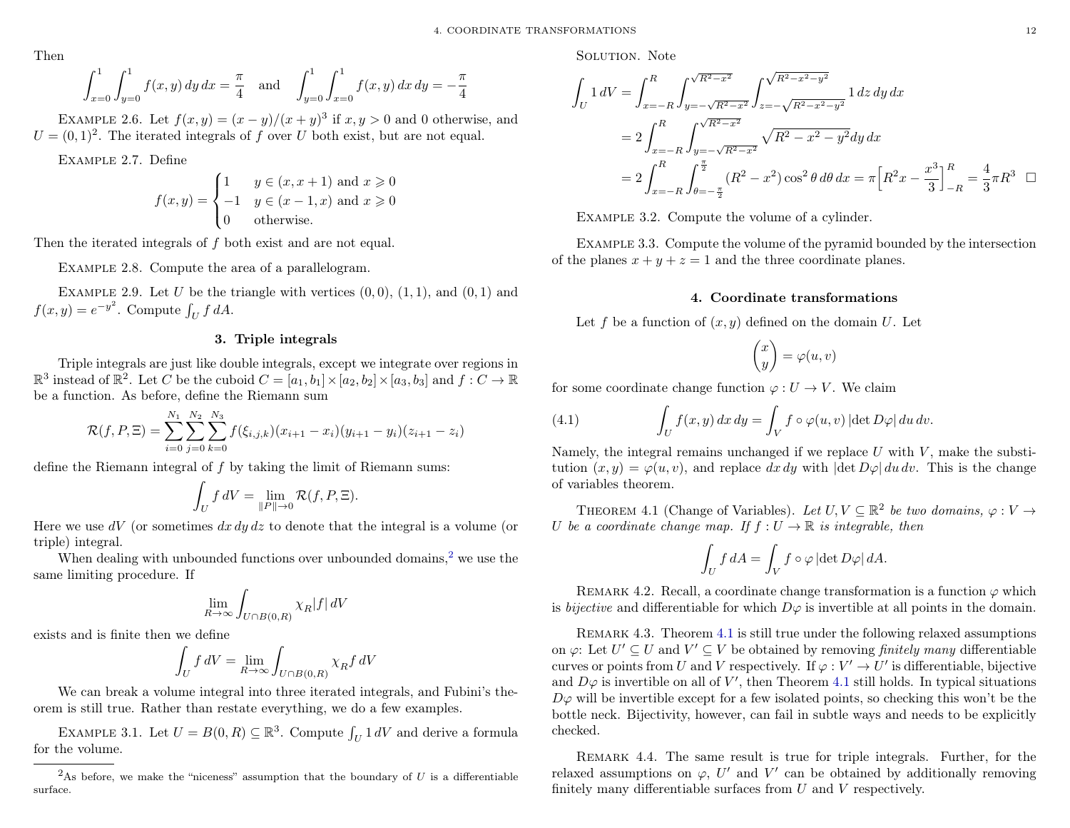Then

$$\int_{x=0}^{1}\int_{y=0}^{1} f(x,y)\,dy\,dx = \frac{\pi}{4} \quad \text{and} \quad \int_{y=0}^{1}\int_{x=0}^{1} f(x,y)\,dx\,dy = -\frac{\pi}{4}$$

Example 2.6. Let $f(x,y) = (x-y)/(x+y)^3$ if $x, y > 0$ and 0 otherwise, and $U = (0,1)^2$. The iterated integrals of $f$ over $U$ both exist, but are not equal.

Example 2.7. Define

$$f(x,y) = \begin{cases} 1 & y \in (x, x+1) \text{ and } x \geqslant 0 \\ -1 & y \in (x-1, x) \text{ and } x \geqslant 0 \\ 0 & \text{otherwise.} \end{cases}$$

Then the iterated integrals of $f$ both exist and are not equal.

Example 2.8. Compute the area of a parallelogram.

Example 2.9. Let $U$ be the triangle with vertices $(0,0)$, $(1,1)$, and $(0,1)$ and $f(x,y) = e^{-y^2}$. Compute $\int_U f\,dA$.

## 3. Triple integrals

Triple integrals are just like double integrals, except we integrate over regions in $\mathbb{R}^3$ instead of $\mathbb{R}^2$. Let $C$ be the cuboid $C = [a_1,b_1]\times[a_2,b_2]\times[a_3,b_3]$ and $f : C \to \mathbb{R}$ be a function. As before, define the Riemann sum

$$\mathcal{R}(f,P,\Xi) = \sum_{i=0}^{N_1}\sum_{j=0}^{N_2}\sum_{k=0}^{N_3} f(\xi_{i,j,k})(x_{i+1}-x_i)(y_{i+1}-y_i)(z_{i+1}-z_i)$$

define the Riemann integral of $f$ by taking the limit of Riemann sums:

$$\int_U f\,dV = \lim_{\|P\|\to 0} \mathcal{R}(f,P,\Xi).$$

Here we use $dV$ (or sometimes $dx\,dy\,dz$ to denote that the integral is a volume (or triple) integral.

When dealing with unbounded functions over unbounded domains,[2] we use the same limiting procedure. If

$$\lim_{R\to\infty}\int_{U\cap B(0,R)} \chi_R |f|\,dV$$

exists and is finite then we define

$$\int_U f\,dV = \lim_{R\to\infty}\int_{U\cap B(0,R)} \chi_R f\,dV$$

We can break a volume integral into three iterated integrals, and Fubini's theorem is still true. Rather than restate everything, we do a few examples.

Example 3.1. Let $U = B(0,R) \subseteq \mathbb{R}^3$. Compute $\int_U 1\,dV$ and derive a formula for the volume.

Solution. Note

$$\begin{aligned}
\int_U 1\,dV &= \int_{x=-R}^{R}\int_{y=-\sqrt{R^2-x^2}}^{\sqrt{R^2-x^2}}\int_{z=-\sqrt{R^2-x^2-y^2}}^{\sqrt{R^2-x^2-y^2}} 1\,dz\,dy\,dx \\
&= 2\int_{x=-R}^{R}\int_{y=-\sqrt{R^2-x^2}}^{\sqrt{R^2-x^2}} \sqrt{R^2-x^2-y^2}\,dy\,dx \\
&= 2\int_{x=-R}^{R}\int_{\theta=-\frac{\pi}{2}}^{\frac{\pi}{2}} (R^2-x^2)\cos^2\theta\,d\theta\,dx = \pi\Big[R^2x - \frac{x^3}{3}\Big]_{-R}^{R} = \frac{4}{3}\pi R^3 \quad \square
\end{aligned}$$

Example 3.2. Compute the volume of a cylinder.

Example 3.3. Compute the volume of the pyramid bounded by the intersection of the planes $x+y+z=1$ and the three coordinate planes.

## 4. Coordinate transformations

Let $f$ be a function of $(x,y)$ defined on the domain $U$. Let

$$\begin{pmatrix} x \\ y \end{pmatrix} = \varphi(u,v)$$

for some coordinate change function $\varphi : U \to V$. We claim

$$\int_U f(x,y)\,dx\,dy = \int_V f\circ\varphi(u,v)\,|\det D\varphi|\,du\,dv. \tag{4.1}$$

Namely, the integral remains unchanged if we replace $U$ with $V$, make the substitution $(x,y) = \varphi(u,v)$, and replace $dx\,dy$ with $|\det D\varphi|\,du\,dv$. This is the change of variables theorem.

Theorem 4.1 (Change of Variables). *Let $U, V \subseteq \mathbb{R}^2$ be two domains, $\varphi : V \to U$ be a coordinate change map. If $f : U \to \mathbb{R}$ is integrable, then*

$$\int_U f\,dA = \int_V f\circ\varphi\,|\det D\varphi|\,dA.$$

Remark 4.2. Recall, a coordinate change transformation is a function $\varphi$ which is *bijective* and differentiable for which $D\varphi$ is invertible at all points in the domain.

Remark 4.3. Theorem 4.1 is still true under the following relaxed assumptions on $\varphi$: Let $U' \subseteq U$ and $V' \subseteq V$ be obtained by removing *finitely many* differentiable curves or points from $U$ and $V$ respectively. If $\varphi : V' \to U'$ is differentiable, bijective and $D\varphi$ is invertible on all of $V'$, then Theorem 4.1 still holds. In typical situations $D\varphi$ will be invertible except for a few isolated points, so checking this won't be the bottle neck. Bijectivity, however, can fail in subtle ways and needs to be explicitly checked.

Remark 4.4. The same result is true for triple integrals. Further, for the relaxed assumptions on $\varphi$, $U'$ and $V'$ can be obtained by additionally removing finitely many differentiable surfaces from $U$ and $V$ respectively.

[2] As before, we make the "niceness" assumption that the boundary of $U$ is a differentiable surface.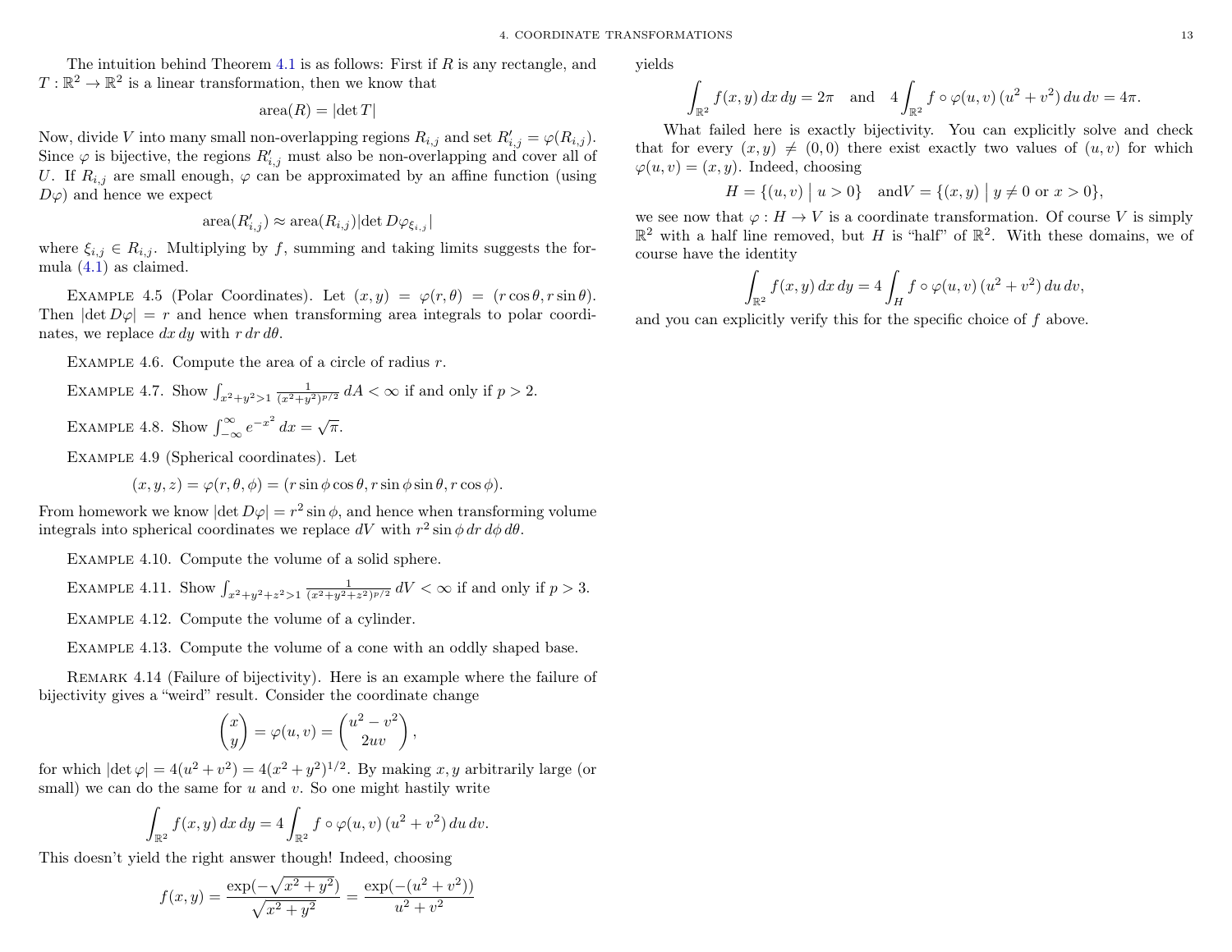The intuition behind Theorem 4.1 is as follows: First if $R$ is any rectangle, and $T : \mathbb{R}^2 \to \mathbb{R}^2$ is a linear transformation, then we know that

$$\operatorname{area}(R) = |\det T|$$

Now, divide $V$ into many small non-overlapping regions $R_{i,j}$ and set $R'_{i,j} = \varphi(R_{i,j})$. Since $\varphi$ is bijective, the regions $R'_{i,j}$ must also be non-overlapping and cover all of $U$. If $R_{i,j}$ are small enough, $\varphi$ can be approximated by an affine function (using $D\varphi$) and hence we expect

$$\operatorname{area}(R'_{i,j}) \approx \operatorname{area}(R_{i,j}) |\det D\varphi_{\xi_{i,j}}|$$

where $\xi_{i,j} \in R_{i,j}$. Multiplying by $f$, summing and taking limits suggests the formula (4.1) as claimed.

Example 4.5 (Polar Coordinates). Let $(x, y) = \varphi(r, \theta) = (r\cos\theta, r\sin\theta)$. Then $|\det D\varphi| = r$ and hence when transforming area integrals to polar coordinates, we replace $dx\,dy$ with $r\,dr\,d\theta$.

Example 4.6. Compute the area of a circle of radius $r$.

Example 4.7. Show $\int_{x^2+y^2>1} \frac{1}{(x^2+y^2)^{p/2}}\,dA < \infty$ if and only if $p > 2$.

Example 4.8. Show $\int_{-\infty}^{\infty} e^{-x^2}\,dx = \sqrt{\pi}$.

Example 4.9 (Spherical coordinates). Let

$$(x, y, z) = \varphi(r, \theta, \phi) = (r\sin\phi\cos\theta, r\sin\phi\sin\theta, r\cos\phi).$$

From homework we know $|\det D\varphi| = r^2 \sin\phi$, and hence when transforming volume integrals into spherical coordinates we replace $dV$ with $r^2 \sin\phi\,dr\,d\phi\,d\theta$.

Example 4.10. Compute the volume of a solid sphere.

Example 4.11. Show $\int_{x^2+y^2+z^2>1} \frac{1}{(x^2+y^2+z^2)^{p/2}}\,dV < \infty$ if and only if $p > 3$.

Example 4.12. Compute the volume of a cylinder.

Example 4.13. Compute the volume of a cone with an oddly shaped base.

Remark 4.14 (Failure of bijectivity). Here is an example where the failure of bijectivity gives a "weird" result. Consider the coordinate change

$$\begin{pmatrix} x \\ y \end{pmatrix} = \varphi(u, v) = \begin{pmatrix} u^2 - v^2 \\ 2uv \end{pmatrix},$$

for which $|\det \varphi| = 4(u^2 + v^2) = 4(x^2 + y^2)^{1/2}$. By making $x, y$ arbitrarily large (or small) we can do the same for $u$ and $v$. So one might hastily write

$$\int_{\mathbb{R}^2} f(x, y)\,dx\,dy = 4 \int_{\mathbb{R}^2} f \circ \varphi(u, v)\,(u^2 + v^2)\,du\,dv.$$

This doesn't yield the right answer though! Indeed, choosing

$$f(x, y) = \frac{\exp(-\sqrt{x^2 + y^2})}{\sqrt{x^2 + y^2}} = \frac{\exp(-(u^2 + v^2))}{u^2 + v^2}$$

yields

$$\int_{\mathbb{R}^2} f(x, y)\,dx\,dy = 2\pi \quad \text{and} \quad 4 \int_{\mathbb{R}^2} f \circ \varphi(u, v)\,(u^2 + v^2)\,du\,dv = 4\pi.$$

What failed here is exactly bijectivity. You can explicitly solve and check that for every $(x, y) \neq (0, 0)$ there exist exactly two values of $(u, v)$ for which $\varphi(u, v) = (x, y)$. Indeed, choosing

$$H = \{(u, v) \mid u > 0\} \quad \text{and} V = \{(x, y) \mid y \neq 0 \text{ or } x > 0\},$$

we see now that $\varphi : H \to V$ is a coordinate transformation. Of course $V$ is simply $\mathbb{R}^2$ with a half line removed, but $H$ is "half" of $\mathbb{R}^2$. With these domains, we of course have the identity

$$\int_{\mathbb{R}^2} f(x, y)\,dx\,dy = 4 \int_H f \circ \varphi(u, v)\,(u^2 + v^2)\,du\,dv,$$

and you can explicitly verify this for the specific choice of $f$ above.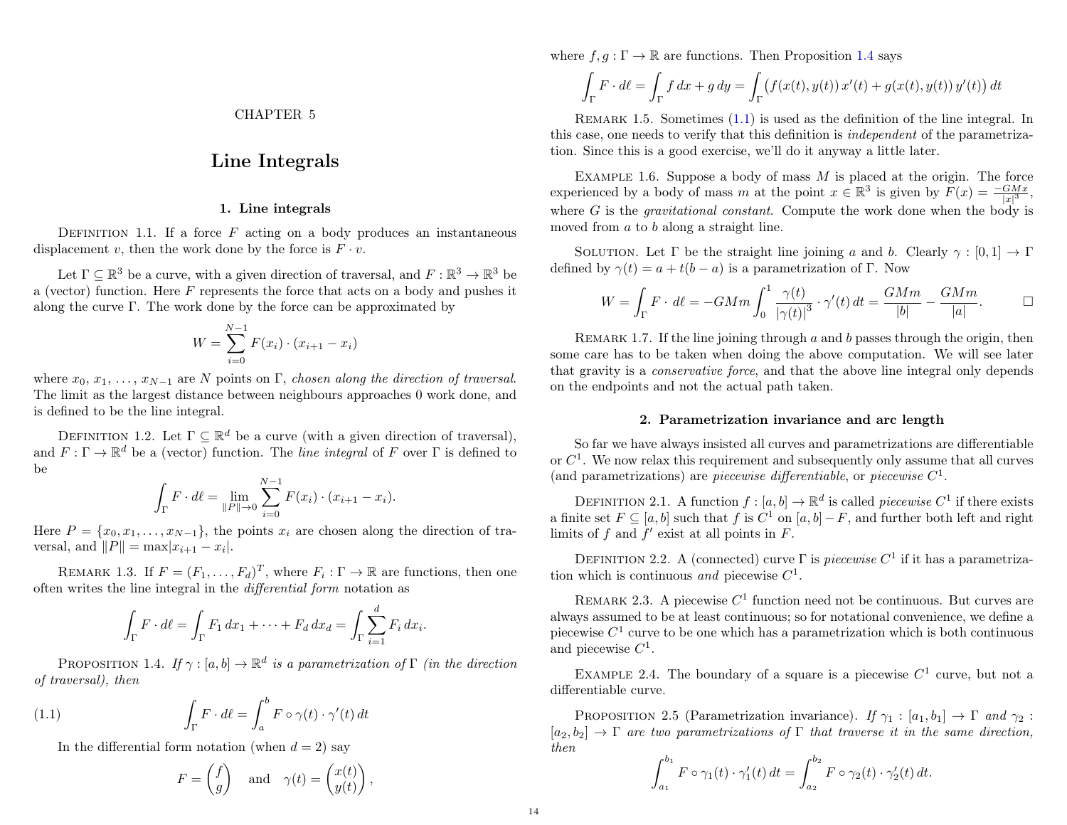CHAPTER 5

# Line Integrals

## 1. Line integrals

Definition 1.1. If a force $F$ acting on a body produces an instantaneous displacement $v$, then the work done by the force is $F \cdot v$.

Let $\Gamma \subseteq \mathbb{R}^3$ be a curve, with a given direction of traversal, and $F : \mathbb{R}^3 \to \mathbb{R}^3$ be a (vector) function. Here $F$ represents the force that acts on a body and pushes it along the curve $\Gamma$. The work done by the force can be approximated by

$$W = \sum_{i=0}^{N-1} F(x_i) \cdot (x_{i+1} - x_i)$$

where $x_0, x_1, \dots, x_{N-1}$ are $N$ points on $\Gamma$, *chosen along the direction of traversal*. The limit as the largest distance between neighbours approaches 0 work done, and is defined to be the line integral.

Definition 1.2. Let $\Gamma \subseteq \mathbb{R}^d$ be a curve (with a given direction of traversal), and $F : \Gamma \to \mathbb{R}^d$ be a (vector) function. The *line integral* of $F$ over $\Gamma$ is defined to be

$$\int_\Gamma F \cdot d\ell = \lim_{\|P\| \to 0} \sum_{i=0}^{N-1} F(x_i) \cdot (x_{i+1} - x_i).$$

Here $P = \{x_0, x_1, \dots, x_{N-1}\}$, the points $x_i$ are chosen along the direction of traversal, and $\|P\| = \max |x_{i+1} - x_i|$.

Remark 1.3. If $F = (F_1, \dots, F_d)^T$, where $F_i : \Gamma \to \mathbb{R}$ are functions, then one often writes the line integral in the *differential form* notation as

$$\int_\Gamma F \cdot d\ell = \int_\Gamma F_1 \, dx_1 + \cdots + F_d \, dx_d = \int_\Gamma \sum_{i=1}^{d} F_i \, dx_i.$$

Proposition 1.4. *If $\gamma : [a, b] \to \mathbb{R}^d$ is a parametrization of $\Gamma$ (in the direction of traversal), then*

$$\int_\Gamma F \cdot d\ell = \int_a^b F \circ \gamma(t) \cdot \gamma'(t) \, dt \tag{1.1}$$

In the differential form notation (when $d = 2$) say

$$F = \begin{pmatrix} f \\ g \end{pmatrix} \quad \text{and} \quad \gamma(t) = \begin{pmatrix} x(t) \\ y(t) \end{pmatrix},$$

where $f, g : \Gamma \to \mathbb{R}$ are functions. Then Proposition 1.4 says

$$\int_\Gamma F \cdot d\ell = \int_\Gamma f \, dx + g \, dy = \int_\Gamma \big( f(x(t), y(t)) \, x'(t) + g(x(t), y(t)) \, y'(t) \big) \, dt$$

Remark 1.5. Sometimes (1.1) is used as the definition of the line integral. In this case, one needs to verify that this definition is *independent* of the parametrization. Since this is a good exercise, we'll do it anyway a little later.

Example 1.6. Suppose a body of mass $M$ is placed at the origin. The force experienced by a body of mass $m$ at the point $x \in \mathbb{R}^3$ is given by $F(x) = \frac{-GMx}{|x|^3}$, where $G$ is the *gravitational constant*. Compute the work done when the body is moved from $a$ to $b$ along a straight line.

Solution. Let $\Gamma$ be the straight line joining $a$ and $b$. Clearly $\gamma : [0, 1] \to \Gamma$ defined by $\gamma(t) = a + t(b - a)$ is a parametrization of $\Gamma$. Now

$$W = \int_\Gamma F \cdot d\ell = -GMm \int_0^1 \frac{\gamma(t)}{|\gamma(t)|^3} \cdot \gamma'(t) \, dt = \frac{GMm}{|b|} - \frac{GMm}{|a|}. \qquad \square$$

Remark 1.7. If the line joining through $a$ and $b$ passes through the origin, then some care has to be taken when doing the above computation. We will see later that gravity is a *conservative force*, and that the above line integral only depends on the endpoints and not the actual path taken.

## 2. Parametrization invariance and arc length

So far we have always insisted all curves and parametrizations are differentiable or $C^1$. We now relax this requirement and subsequently only assume that all curves (and parametrizations) are *piecewise differentiable*, or *piecewise $C^1$*.

Definition 2.1. A function $f : [a, b] \to \mathbb{R}^d$ is called *piecewise $C^1$* if there exists a finite set $F \subseteq [a, b]$ such that $f$ is $C^1$ on $[a, b] - F$, and further both left and right limits of $f$ and $f'$ exist at all points in $F$.

Definition 2.2. A (connected) curve $\Gamma$ is *piecewise $C^1$* if it has a parametrization which is continuous *and* piecewise $C^1$.

Remark 2.3. A piecewise $C^1$ function need not be continuous. But curves are always assumed to be at least continuous; so for notational convenience, we define a piecewise $C^1$ curve to be one which has a parametrization which is both continuous and piecewise $C^1$.

Example 2.4. The boundary of a square is a piecewise $C^1$ curve, but not a differentiable curve.

Proposition 2.5 (Parametrization invariance). *If $\gamma_1 : [a_1, b_1] \to \Gamma$ and $\gamma_2 : [a_2, b_2] \to \Gamma$ are two parametrizations of $\Gamma$ that traverse it in the same direction, then*

$$\int_{a_1}^{b_1} F \circ \gamma_1(t) \cdot \gamma_1'(t) \, dt = \int_{a_2}^{b_2} F \circ \gamma_2(t) \cdot \gamma_2'(t) \, dt.$$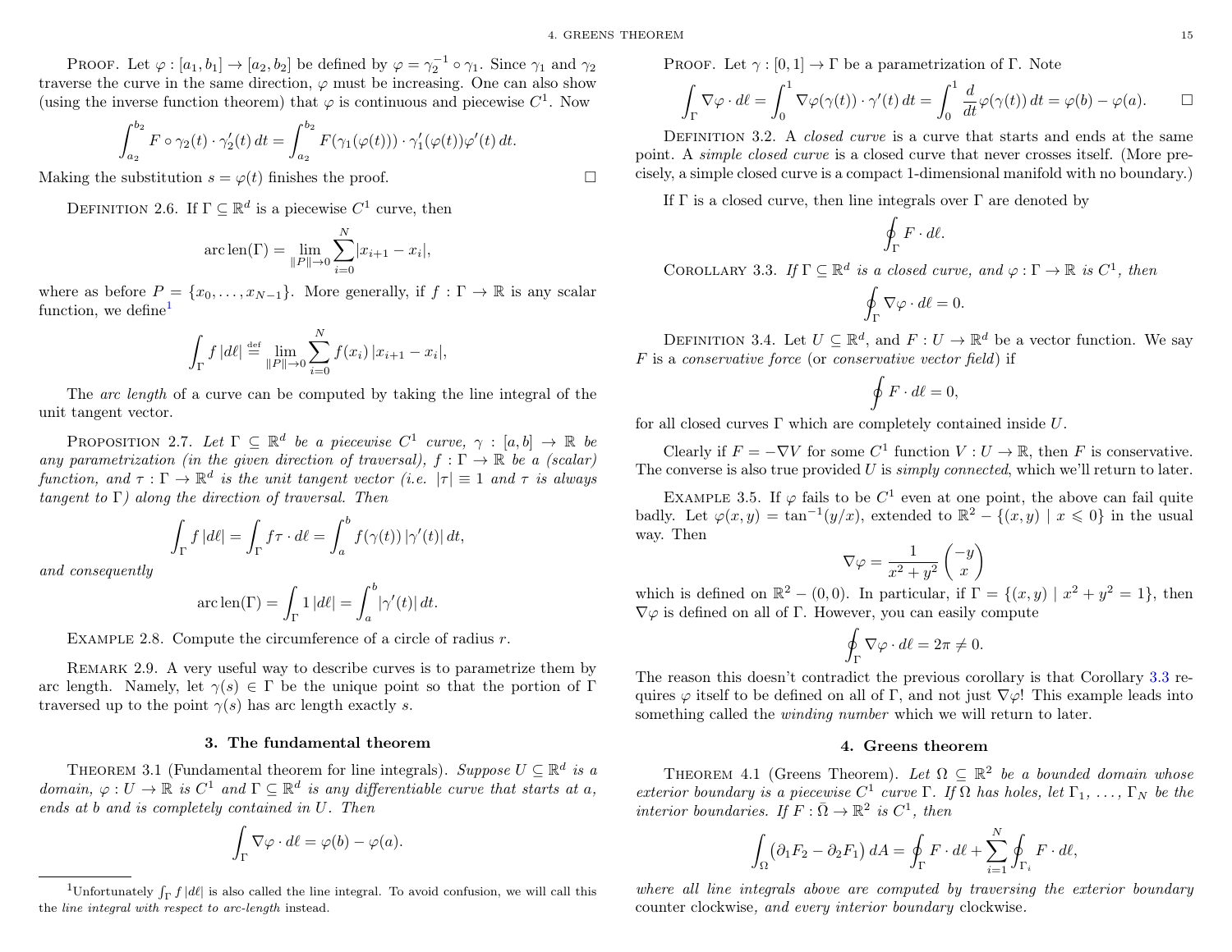**Proof.** Let $\varphi : [a_1, b_1] \to [a_2, b_2]$ be defined by $\varphi = \gamma_2^{-1} \circ \gamma_1$. Since $\gamma_1$ and $\gamma_2$ traverse the curve in the same direction, $\varphi$ must be increasing. One can also show (using the inverse function theorem) that $\varphi$ is continuous and piecewise $C^1$. Now

$$\int_{a_2}^{b_2} F \circ \gamma_2(t) \cdot \gamma_2'(t)\, dt = \int_{a_2}^{b_2} F(\gamma_1(\varphi(t))) \cdot \gamma_1'(\varphi(t))\varphi'(t)\, dt.$$

Making the substitution $s = \varphi(t)$ finishes the proof. □

**Definition 2.6.** If $\Gamma \subseteq \mathbb{R}^d$ is a piecewise $C^1$ curve, then

$$\operatorname{arc\,len}(\Gamma) = \lim_{\|P\| \to 0} \sum_{i=0}^{N} |x_{i+1} - x_i|,$$

where as before $P = \{x_0, \dots, x_{N-1}\}$. More generally, if $f : \Gamma \to \mathbb{R}$ is any scalar function, we define[1]

$$\int_\Gamma f\, |d\ell| \stackrel{\text{def}}{=} \lim_{\|P\| \to 0} \sum_{i=0}^{N} f(x_i)\, |x_{i+1} - x_i|,$$

The *arc length* of a curve can be computed by taking the line integral of the unit tangent vector.

**Proposition 2.7.** *Let $\Gamma \subseteq \mathbb{R}^d$ be a piecewise $C^1$ curve, $\gamma : [a, b] \to \mathbb{R}$ be any parametrization (in the given direction of traversal), $f : \Gamma \to \mathbb{R}$ be a (scalar) function, and $\tau : \Gamma \to \mathbb{R}^d$ is the unit tangent vector (i.e. $|\tau| \equiv 1$ and $\tau$ is always tangent to $\Gamma$) along the direction of traversal. Then*

$$\int_\Gamma f\, |d\ell| = \int_\Gamma f\tau \cdot d\ell = \int_a^b f(\gamma(t))\, |\gamma'(t)|\, dt,$$

*and consequently*

$$\operatorname{arc\,len}(\Gamma) = \int_\Gamma 1\, |d\ell| = \int_a^b |\gamma'(t)|\, dt.$$

**Example 2.8.** Compute the circumference of a circle of radius $r$.

**Remark 2.9.** A very useful way to describe curves is to parametrize them by arc length. Namely, let $\gamma(s) \in \Gamma$ be the unique point so that the portion of $\Gamma$ traversed up to the point $\gamma(s)$ has arc length exactly $s$.

## 3. The fundamental theorem

**Theorem 3.1** (Fundamental theorem for line integrals). *Suppose $U \subseteq \mathbb{R}^d$ is a domain, $\varphi : U \to \mathbb{R}$ is $C^1$ and $\Gamma \subseteq \mathbb{R}^d$ is any differentiable curve that starts at $a$, ends at $b$ and is completely contained in $U$. Then*

$$\int_\Gamma \nabla\varphi \cdot d\ell = \varphi(b) - \varphi(a).$$

[1] Unfortunately $\int_\Gamma f\,|d\ell|$ is also called the line integral. To avoid confusion, we will call this the *line integral with respect to arc-length* instead.

**Proof.** Let $\gamma : [0, 1] \to \Gamma$ be a parametrization of $\Gamma$. Note

$$\int_\Gamma \nabla\varphi \cdot d\ell = \int_0^1 \nabla\varphi(\gamma(t)) \cdot \gamma'(t)\, dt = \int_0^1 \frac{d}{dt}\varphi(\gamma(t))\, dt = \varphi(b) - \varphi(a). \qquad \square$$

**Definition 3.2.** A *closed curve* is a curve that starts and ends at the same point. A *simple closed curve* is a closed curve that never crosses itself. (More precisely, a simple closed curve is a compact 1-dimensional manifold with no boundary.)

If $\Gamma$ is a closed curve, then line integrals over $\Gamma$ are denoted by

$$\oint_\Gamma F \cdot d\ell.$$

**Corollary 3.3.** *If $\Gamma \subseteq \mathbb{R}^d$ is a closed curve, and $\varphi : \Gamma \to \mathbb{R}$ is $C^1$, then*

$$\oint_\Gamma \nabla\varphi \cdot d\ell = 0.$$

**Definition 3.4.** Let $U \subseteq \mathbb{R}^d$, and $F : U \to \mathbb{R}^d$ be a vector function. We say $F$ is a *conservative force* (or *conservative vector field*) if

$$\oint F \cdot d\ell = 0,$$

for all closed curves $\Gamma$ which are completely contained inside $U$.

Clearly if $F = -\nabla V$ for some $C^1$ function $V : U \to \mathbb{R}$, then $F$ is conservative. The converse is also true provided $U$ is *simply connected*, which we'll return to later.

**Example 3.5.** If $\varphi$ fails to be $C^1$ even at one point, the above can fail quite badly. Let $\varphi(x, y) = \tan^{-1}(y/x)$, extended to $\mathbb{R}^2 - \{(x, y) \mid x \leqslant 0\}$ in the usual way. Then

$$\nabla\varphi = \frac{1}{x^2 + y^2}\begin{pmatrix} -y \\ x \end{pmatrix}$$

which is defined on $\mathbb{R}^2 - (0, 0)$. In particular, if $\Gamma = \{(x, y) \mid x^2 + y^2 = 1\}$, then $\nabla\varphi$ is defined on all of $\Gamma$. However, you can easily compute

$$\oint_\Gamma \nabla\varphi \cdot d\ell = 2\pi \neq 0.$$

The reason this doesn't contradict the previous corollary is that Corollary 3.3 requires $\varphi$ itself to be defined on all of $\Gamma$, and not just $\nabla\varphi$! This example leads into something called the *winding number* which we will return to later.

## 4. Greens theorem

**Theorem 4.1** (Greens Theorem). *Let $\Omega \subseteq \mathbb{R}^2$ be a bounded domain whose exterior boundary is a piecewise $C^1$ curve $\Gamma$. If $\Omega$ has holes, let $\Gamma_1, \dots, \Gamma_N$ be the interior boundaries. If $F : \bar{\Omega} \to \mathbb{R}^2$ is $C^1$, then*

$$\int_\Omega \big(\partial_1 F_2 - \partial_2 F_1\big)\, dA = \oint_\Gamma F \cdot d\ell + \sum_{i=1}^{N} \oint_{\Gamma_i} F \cdot d\ell,$$

*where all line integrals above are computed by traversing the exterior boundary* counter clockwise, *and every interior boundary* clockwise.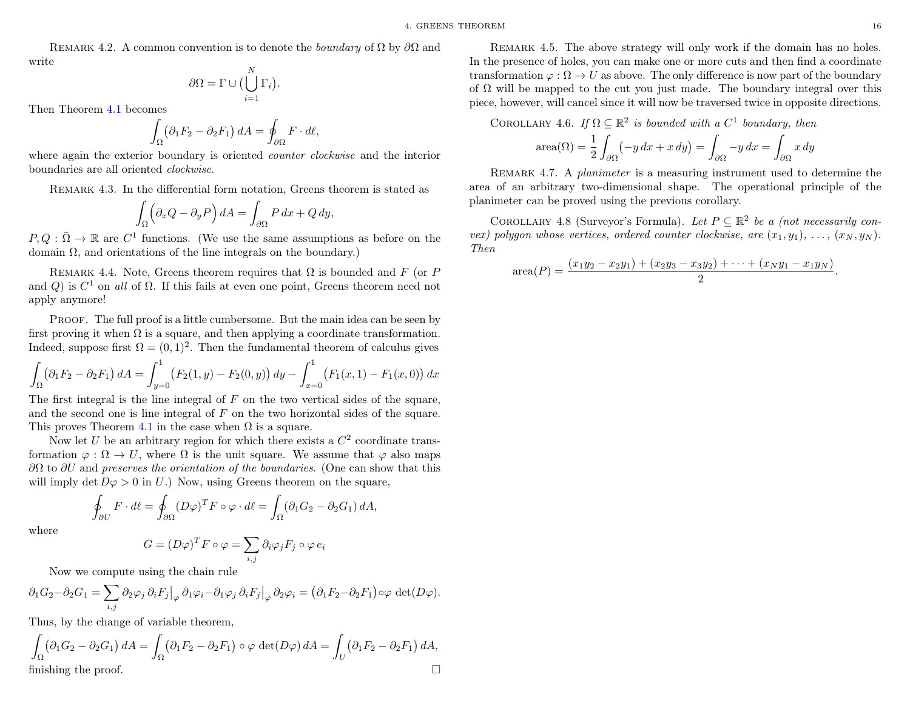REMARK 4.2. A common convention is to denote the *boundary* of $\Omega$ by $\partial\Omega$ and write

$$\partial\Omega = \Gamma \cup \Big(\bigcup_{i=1}^{N} \Gamma_i\Big).$$

Then Theorem 4.1 becomes

$$\int_\Omega \big(\partial_1 F_2 - \partial_2 F_1\big)\, dA = \oint_{\partial\Omega} F \cdot d\ell,$$

where again the exterior boundary is oriented *counter clockwise* and the interior boundaries are all oriented *clockwise*.

REMARK 4.3. In the differential form notation, Greens theorem is stated as

$$\int_\Omega \Big(\partial_x Q - \partial_y P\Big)\, dA = \int_{\partial\Omega} P\, dx + Q\, dy,$$

$P, Q : \bar{\Omega} \to \mathbb{R}$ are $C^1$ functions. (We use the same assumptions as before on the domain $\Omega$, and orientations of the line integrals on the boundary.)

REMARK 4.4. Note, Greens theorem requires that $\Omega$ is bounded and $F$ (or $P$ and $Q$) is $C^1$ on *all* of $\Omega$. If this fails at even one point, Greens theorem need not apply anymore!

PROOF. The full proof is a little cumbersome. But the main idea can be seen by first proving it when $\Omega$ is a square, and then applying a coordinate transformation. Indeed, suppose first $\Omega = (0,1)^2$. Then the fundamental theorem of calculus gives

$$\int_\Omega \big(\partial_1 F_2 - \partial_2 F_1\big)\, dA = \int_{y=0}^{1} \big(F_2(1,y) - F_2(0,y)\big)\, dy - \int_{x=0}^{1} \big(F_1(x,1) - F_1(x,0)\big)\, dx$$

The first integral is the line integral of $F$ on the two vertical sides of the square, and the second one is line integral of $F$ on the two horizontal sides of the square. This proves Theorem 4.1 in the case when $\Omega$ is a square.

Now let $U$ be an arbitrary region for which there exists a $C^2$ coordinate transformation $\varphi : \Omega \to U$, where $\Omega$ is the unit square. We assume that $\varphi$ also maps $\partial\Omega$ to $\partial U$ and *preserves the orientation of the boundaries.* (One can show that this will imply $\det D\varphi > 0$ in $U$.) Now, using Greens theorem on the square,

$$\oint_{\partial U} F \cdot d\ell = \oint_{\partial\Omega} (D\varphi)^T F \circ \varphi \cdot d\ell = \int_\Omega (\partial_1 G_2 - \partial_2 G_1)\, dA,$$

where

$$G = (D\varphi)^T F \circ \varphi = \sum_{i,j} \partial_i \varphi_j F_j \circ \varphi\, e_i$$

Now we compute using the chain rule

$$\partial_1 G_2 - \partial_2 G_1 = \sum_{i,j} \partial_2 \varphi_j\, \partial_i F_j\big|_\varphi\, \partial_1 \varphi_i - \partial_1 \varphi_j\, \partial_i F_j\big|_\varphi\, \partial_2 \varphi_i = \big(\partial_1 F_2 - \partial_2 F_1\big) \circ \varphi\, \det(D\varphi).$$

Thus, by the change of variable theorem,

$$\int_\Omega \big(\partial_1 G_2 - \partial_2 G_1\big)\, dA = \int_\Omega \big(\partial_1 F_2 - \partial_2 F_1\big) \circ \varphi\, \det(D\varphi)\, dA = \int_U \big(\partial_1 F_2 - \partial_2 F_1\big)\, dA,$$

finishing the proof. $\square$

REMARK 4.5. The above strategy will only work if the domain has no holes. In the presence of holes, you can make one or more cuts and then find a coordinate transformation $\varphi : \Omega \to U$ as above. The only difference is now part of the boundary of $\Omega$ will be mapped to the cut you just made. The boundary integral over this piece, however, will cancel since it will now be traversed twice in opposite directions.

COROLLARY 4.6. *If $\Omega \subseteq \mathbb{R}^2$ is bounded with a $C^1$ boundary, then*

$$\operatorname{area}(\Omega) = \frac{1}{2} \int_{\partial\Omega} \big(-y\, dx + x\, dy\big) = \int_{\partial\Omega} -y\, dx = \int_{\partial\Omega} x\, dy$$

REMARK 4.7. A *planimeter* is a measuring instrument used to determine the area of an arbitrary two-dimensional shape. The operational principle of the planimeter can be proved using the previous corollary.

COROLLARY 4.8 (Surveyor's Formula). *Let $P \subseteq \mathbb{R}^2$ be a (not necessarily convex) polygon whose vertices, ordered counter clockwise, are $(x_1, y_1), \ldots, (x_N, y_N)$. Then*

$$\operatorname{area}(P) = \frac{(x_1 y_2 - x_2 y_1) + (x_2 y_3 - x_3 y_2) + \cdots + (x_N y_1 - x_1 y_N)}{2}.$$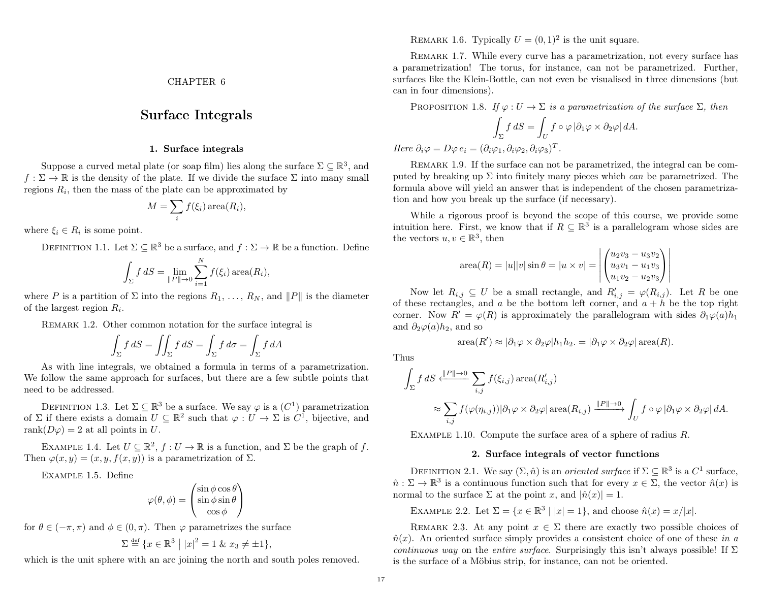# CHAPTER 6

# Surface Integrals

## 1. Surface integrals

Suppose a curved metal plate (or soap film) lies along the surface $\Sigma \subseteq \mathbb{R}^3$, and $f : \Sigma \to \mathbb{R}$ is the density of the plate. If we divide the surface $\Sigma$ into many small regions $R_i$, then the mass of the plate can be approximated by

$$M = \sum_i f(\xi_i) \operatorname{area}(R_i),$$

where $\xi_i \in R_i$ is some point.

Definition 1.1. Let $\Sigma \subseteq \mathbb{R}^3$ be a surface, and $f : \Sigma \to \mathbb{R}$ be a function. Define

$$\int_\Sigma f \, dS = \lim_{\|P\| \to 0} \sum_{i=1}^N f(\xi_i) \operatorname{area}(R_i),$$

where $P$ is a partition of $\Sigma$ into the regions $R_1, \ldots, R_N$, and $\|P\|$ is the diameter of the largest region $R_i$.

Remark 1.2. Other common notation for the surface integral is

$$\int_\Sigma f \, dS = \iint_\Sigma f \, dS = \int_\Sigma f \, d\sigma = \int_\Sigma f \, dA$$

As with line integrals, we obtained a formula in terms of a parametrization. We follow the same approach for surfaces, but there are a few subtle points that need to be addressed.

Definition 1.3. Let $\Sigma \subseteq \mathbb{R}^3$ be a surface. We say $\varphi$ is a ($C^1$) parametrization of $\Sigma$ if there exists a domain $U \subseteq \mathbb{R}^2$ such that $\varphi : U \to \Sigma$ is $C^1$, bijective, and $\operatorname{rank}(D\varphi) = 2$ at all points in $U$.

Example 1.4. Let $U \subseteq \mathbb{R}^2$, $f : U \to \mathbb{R}$ is a function, and $\Sigma$ be the graph of $f$. Then $\varphi(x, y) = (x, y, f(x, y))$ is a parametrization of $\Sigma$.

Example 1.5. Define

$$\varphi(\theta, \phi) = \begin{pmatrix} \sin\phi \cos\theta \\ \sin\phi \sin\theta \\ \cos\phi \end{pmatrix}$$

for $\theta \in (-\pi, \pi)$ and $\phi \in (0, \pi)$. Then $\varphi$ parametrizes the surface

$$\Sigma \stackrel{\text{def}}{=} \{x \in \mathbb{R}^3 \mid |x|^2 = 1 \ \& \ x_3 \neq \pm 1\},$$

which is the unit sphere with an arc joining the north and south poles removed.

Remark 1.6. Typically $U = (0, 1)^2$ is the unit square.

Remark 1.7. While every curve has a parametrization, not every surface has a parametrization! The torus, for instance, can not be parametrized. Further, surfaces like the Klein-Bottle, can not even be visualised in three dimensions (but can in four dimensions).

Proposition 1.8. *If $\varphi : U \to \Sigma$ is a parametrization of the surface $\Sigma$, then*

$$\int_\Sigma f \, dS = \int_U f \circ \varphi \, |\partial_1 \varphi \times \partial_2 \varphi| \, dA.$$

*Here $\partial_i \varphi = D\varphi \, e_i = (\partial_i \varphi_1, \partial_i \varphi_2, \partial_i \varphi_3)^T$.*

Remark 1.9. If the surface can not be parametrized, the integral can be computed by breaking up $\Sigma$ into finitely many pieces which *can* be parametrized. The formula above will yield an answer that is independent of the chosen parametrization and how you break up the surface (if necessary).

While a rigorous proof is beyond the scope of this course, we provide some intuition here. First, we know that if $R \subseteq \mathbb{R}^3$ is a parallelogram whose sides are the vectors $u, v \in \mathbb{R}^3$, then

$$\operatorname{area}(R) = |u||v| \sin\theta = |u \times v| = \left| \begin{pmatrix} u_2 v_3 - u_3 v_2 \\ u_3 v_1 - u_1 v_3 \\ u_1 v_2 - u_2 v_3 \end{pmatrix} \right|$$

Now let $R_{i,j} \subseteq U$ be a small rectangle, and $R'_{i,j} = \varphi(R_{i,j})$. Let $R$ be one of these rectangles, and $a$ be the bottom left corner, and $a + h$ be the top right corner. Now $R' = \varphi(R)$ is approximately the parallelogram with sides $\partial_1 \varphi(a) h_1$ and $\partial_2 \varphi(a) h_2$, and so

$$\operatorname{area}(R') \approx |\partial_1 \varphi \times \partial_2 \varphi| h_1 h_2. = |\partial_1 \varphi \times \partial_2 \varphi| \operatorname{area}(R).$$

Thus

$$\int_\Sigma f \, dS \xleftarrow{\|P\| \to 0} \sum_{i,j} f(\xi_{i,j}) \operatorname{area}(R'_{i,j})$$

$$\approx \sum_{i,j} f(\varphi(\eta_{i,j})) |\partial_1 \varphi \times \partial_2 \varphi| \operatorname{area}(R_{i,j}) \xrightarrow{\|P\| \to 0} \int_U f \circ \varphi \, |\partial_1 \varphi \times \partial_2 \varphi| \, dA.$$

Example 1.10. Compute the surface area of a sphere of radius $R$.

## 2. Surface integrals of vector functions

Definition 2.1. We say $(\Sigma, \hat{n})$ is an *oriented surface* if $\Sigma \subseteq \mathbb{R}^3$ is a $C^1$ surface, $\hat{n} : \Sigma \to \mathbb{R}^3$ is a continuous function such that for every $x \in \Sigma$, the vector $\hat{n}(x)$ is normal to the surface $\Sigma$ at the point $x$, and $|\hat{n}(x)| = 1$.

Example 2.2. Let $\Sigma = \{x \in \mathbb{R}^3 \mid |x| = 1\}$, and choose $\hat{n}(x) = x/|x|$.

Remark 2.3. At any point $x \in \Sigma$ there are exactly two possible choices of $\hat{n}(x)$. An oriented surface simply provides a consistent choice of one of these *in a continuous way* on the *entire surface*. Surprisingly this isn't always possible! If $\Sigma$ is the surface of a Möbius strip, for instance, can not be oriented.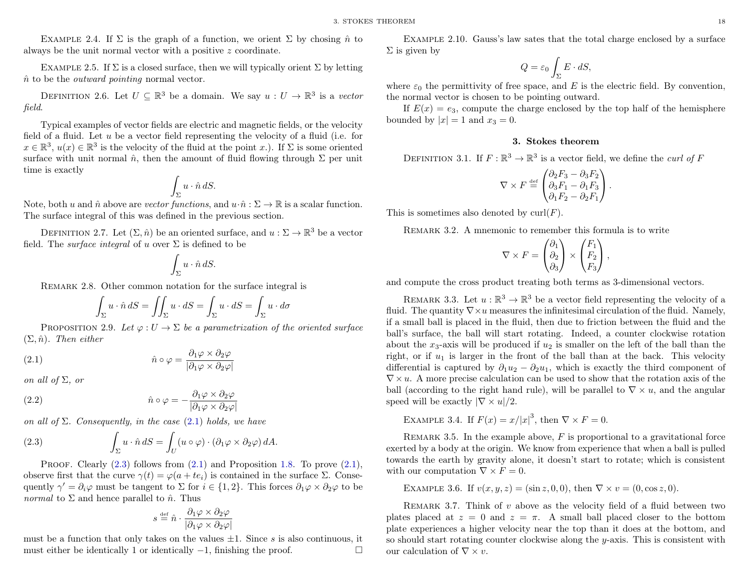Example 2.4. If $\Sigma$ is the graph of a function, we orient $\Sigma$ by chosing $\hat{n}$ to always be the unit normal vector with a positive $z$ coordinate.

Example 2.5. If $\Sigma$ is a closed surface, then we will typically orient $\Sigma$ by letting $\hat{n}$ to be the *outward pointing* normal vector.

Definition 2.6. Let $U \subseteq \mathbb{R}^3$ be a domain. We say $u : U \to \mathbb{R}^3$ is a *vector field*.

Typical examples of vector fields are electric and magnetic fields, or the velocity field of a fluid. Let $u$ be a vector field representing the velocity of a fluid (i.e. for $x \in \mathbb{R}^3$, $u(x) \in \mathbb{R}^3$ is the velocity of the fluid at the point $x$.). If $\Sigma$ is some oriented surface with unit normal $\hat{n}$, then the amount of fluid flowing through $\Sigma$ per unit time is exactly

$$\int_\Sigma u \cdot \hat{n} \, dS.$$

Note, both $u$ and $\hat{n}$ above are *vector functions*, and $u \cdot \hat{n} : \Sigma \to \mathbb{R}$ is a scalar function. The surface integral of this was defined in the previous section.

Definition 2.7. Let $(\Sigma, \hat{n})$ be an oriented surface, and $u : \Sigma \to \mathbb{R}^3$ be a vector field. The *surface integral* of $u$ over $\Sigma$ is defined to be

$$\int_\Sigma u \cdot \hat{n} \, dS.$$

Remark 2.8. Other common notation for the surface integral is

$$\int_\Sigma u \cdot \hat{n} \, dS = \iint_\Sigma u \cdot dS = \int_\Sigma u \cdot dS = \int_\Sigma u \cdot d\sigma$$

Proposition 2.9. *Let $\varphi : U \to \Sigma$ be a parametrization of the oriented surface $(\Sigma, \hat{n})$. Then either*

$$\hat{n} \circ \varphi = \frac{\partial_1 \varphi \times \partial_2 \varphi}{|\partial_1 \varphi \times \partial_2 \varphi|} \tag{2.1}$$

*on all of $\Sigma$, or*

$$\hat{n} \circ \varphi = -\frac{\partial_1 \varphi \times \partial_2 \varphi}{|\partial_1 \varphi \times \partial_2 \varphi|} \tag{2.2}$$

*on all of $\Sigma$. Consequently, in the case (2.1) holds, we have*

$$\int_\Sigma u \cdot \hat{n} \, dS = \int_U (u \circ \varphi) \cdot (\partial_1 \varphi \times \partial_2 \varphi) \, dA. \tag{2.3}$$

Proof. Clearly (2.3) follows from (2.1) and Proposition 1.8. To prove (2.1), observe first that the curve $\gamma(t) = \varphi(a + te_i)$ is contained in the surface $\Sigma$. Consequently $\gamma' = \partial_i \varphi$ must be tangent to $\Sigma$ for $i \in \{1, 2\}$. This forces $\partial_1 \varphi \times \partial_2 \varphi$ to be *normal* to $\Sigma$ and hence parallel to $\hat{n}$. Thus

$$s \stackrel{\text{def}}{=} \hat{n} \cdot \frac{\partial_1 \varphi \times \partial_2 \varphi}{|\partial_1 \varphi \times \partial_2 \varphi|}$$

must be a function that only takes on the values $\pm 1$. Since $s$ is also continuous, it must either be identically 1 or identically $-1$, finishing the proof. ◻

Example 2.10. Gauss's law sates that the total charge enclosed by a surface $\Sigma$ is given by

$$Q = \varepsilon_0 \int_\Sigma E \cdot dS,$$

where $\varepsilon_0$ the permittivity of free space, and $E$ is the electric field. By convention, the normal vector is chosen to be pointing outward.

If $E(x) = e_3$, compute the charge enclosed by the top half of the hemisphere bounded by $|x| = 1$ and $x_3 = 0$.

## 3. Stokes theorem

Definition 3.1. If $F : \mathbb{R}^3 \to \mathbb{R}^3$ is a vector field, we define the *curl of $F$*

$$\nabla \times F \stackrel{\text{def}}{=} \begin{pmatrix} \partial_2 F_3 - \partial_3 F_2 \\ \partial_3 F_1 - \partial_1 F_3 \\ \partial_1 F_2 - \partial_2 F_1 \end{pmatrix}.$$

This is sometimes also denoted by $\operatorname{curl}(F)$.

Remark 3.2. A mnemonic to remember this formula is to write

$$\nabla \times F = \begin{pmatrix} \partial_1 \\ \partial_2 \\ \partial_3 \end{pmatrix} \times \begin{pmatrix} F_1 \\ F_2 \\ F_3 \end{pmatrix},$$

and compute the cross product treating both terms as 3-dimensional vectors.

Remark 3.3. Let $u : \mathbb{R}^3 \to \mathbb{R}^3$ be a vector field representing the velocity of a fluid. The quantity $\nabla \times u$ measures the infinitesimal circulation of the fluid. Namely, if a small ball is placed in the fluid, then due to friction between the fluid and the ball's surface, the ball will start rotating. Indeed, a counter clockwise rotation about the $x_3$-axis will be produced if $u_2$ is smaller on the left of the ball than the right, or if $u_1$ is larger in the front of the ball than at the back. This velocity differential is captured by $\partial_1 u_2 - \partial_2 u_1$, which is exactly the third component of $\nabla \times u$. A more precise calculation can be used to show that the rotation axis of the ball (according to the right hand rule), will be parallel to $\nabla \times u$, and the angular speed will be exactly $|\nabla \times u|/2$.

Example 3.4. If $F(x) = x/|x|^3$, then $\nabla \times F = 0$.

Remark 3.5. In the example above, $F$ is proportional to a gravitational force exerted by a body at the origin. We know from experience that when a ball is pulled towards the earth by gravity alone, it doesn't start to rotate; which is consistent with our computation $\nabla \times F = 0$.

Example 3.6. If $v(x, y, z) = (\sin z, 0, 0)$, then $\nabla \times v = (0, \cos z, 0)$.

Remark 3.7. Think of $v$ above as the velocity field of a fluid between two plates placed at $z = 0$ and $z = \pi$. A small ball placed closer to the bottom plate experiences a higher velocity near the top than it does at the bottom, and so should start rotating counter clockwise along the $y$-axis. This is consistent with our calculation of $\nabla \times v$.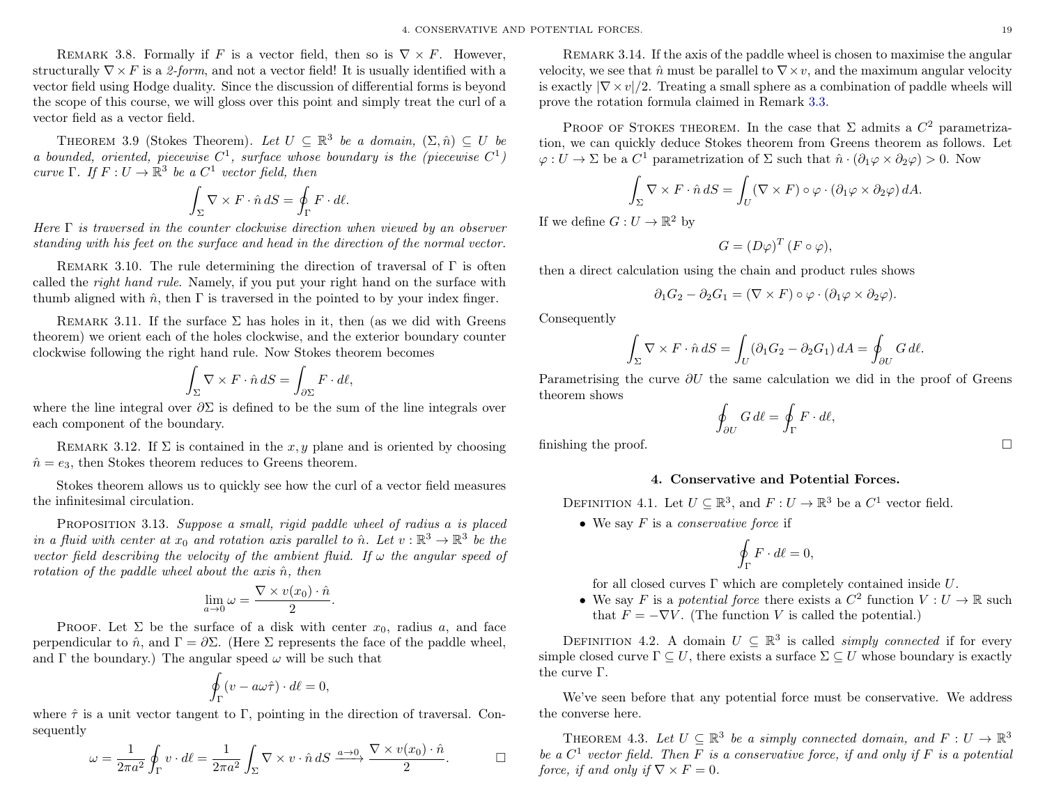Remark 3.8. Formally if $F$ is a vector field, then so is $\nabla \times F$. However, structurally $\nabla \times F$ is a *2-form*, and not a vector field! It is usually identified with a vector field using Hodge duality. Since the discussion of differential forms is beyond the scope of this course, we will gloss over this point and simply treat the curl of a vector field as a vector field.

Theorem 3.9 (Stokes Theorem). *Let $U \subseteq \mathbb{R}^3$ be a domain, $(\Sigma, \hat{n}) \subseteq U$ be a bounded, oriented, piecewise $C^1$, surface whose boundary is the (piecewise $C^1$) curve $\Gamma$. If $F : U \to \mathbb{R}^3$ be a $C^1$ vector field, then*

$$\int_\Sigma \nabla \times F \cdot \hat{n}\, dS = \oint_\Gamma F \cdot d\ell.$$

*Here $\Gamma$ is traversed in the counter clockwise direction when viewed by an observer standing with his feet on the surface and head in the direction of the normal vector.*

Remark 3.10. The rule determining the direction of traversal of $\Gamma$ is often called the *right hand rule*. Namely, if you put your right hand on the surface with thumb aligned with $\hat{n}$, then $\Gamma$ is traversed in the pointed to by your index finger.

Remark 3.11. If the surface $\Sigma$ has holes in it, then (as we did with Greens theorem) we orient each of the holes clockwise, and the exterior boundary counter clockwise following the right hand rule. Now Stokes theorem becomes

$$\int_\Sigma \nabla \times F \cdot \hat{n}\, dS = \int_{\partial \Sigma} F \cdot d\ell,$$

where the line integral over $\partial \Sigma$ is defined to be the sum of the line integrals over each component of the boundary.

Remark 3.12. If $\Sigma$ is contained in the $x, y$ plane and is oriented by choosing $\hat{n} = e_3$, then Stokes theorem reduces to Greens theorem.

Stokes theorem allows us to quickly see how the curl of a vector field measures the infinitesimal circulation.

Proposition 3.13. *Suppose a small, rigid paddle wheel of radius $a$ is placed in a fluid with center at $x_0$ and rotation axis parallel to $\hat{n}$. Let $v : \mathbb{R}^3 \to \mathbb{R}^3$ be the vector field describing the velocity of the ambient fluid. If $\omega$ the angular speed of rotation of the paddle wheel about the axis $\hat{n}$, then*

$$\lim_{a \to 0} \omega = \frac{\nabla \times v(x_0) \cdot \hat{n}}{2}.$$

Proof. Let $\Sigma$ be the surface of a disk with center $x_0$, radius $a$, and face perpendicular to $\hat{n}$, and $\Gamma = \partial \Sigma$. (Here $\Sigma$ represents the face of the paddle wheel, and $\Gamma$ the boundary.) The angular speed $\omega$ will be such that

$$\oint_\Gamma (v - a\omega\hat{\tau}) \cdot d\ell = 0,$$

where $\hat{\tau}$ is a unit vector tangent to $\Gamma$, pointing in the direction of traversal. Consequently

$$\omega = \frac{1}{2\pi a^2} \oint_\Gamma v \cdot d\ell = \frac{1}{2\pi a^2} \int_\Sigma \nabla \times v \cdot \hat{n}\, dS \xrightarrow{a \to 0} \frac{\nabla \times v(x_0) \cdot \hat{n}}{2}. \qquad \square$$

Remark 3.14. If the axis of the paddle wheel is chosen to maximise the angular velocity, we see that $\hat{n}$ must be parallel to $\nabla \times v$, and the maximum angular velocity is exactly $|\nabla \times v|/2$. Treating a small sphere as a combination of paddle wheels will prove the rotation formula claimed in Remark 3.3.

Proof of Stokes theorem. In the case that $\Sigma$ admits a $C^2$ parametrization, we can quickly deduce Stokes theorem from Greens theorem as follows. Let $\varphi : U \to \Sigma$ be a $C^1$ parametrization of $\Sigma$ such that $\hat{n} \cdot (\partial_1 \varphi \times \partial_2 \varphi) > 0$. Now

$$\int_\Sigma \nabla \times F \cdot \hat{n}\, dS = \int_U (\nabla \times F) \circ \varphi \cdot (\partial_1 \varphi \times \partial_2 \varphi)\, dA.$$

If we define $G : U \to \mathbb{R}^2$ by

$$G = (D\varphi)^T (F \circ \varphi),$$

then a direct calculation using the chain and product rules shows

$$\partial_1 G_2 - \partial_2 G_1 = (\nabla \times F) \circ \varphi \cdot (\partial_1 \varphi \times \partial_2 \varphi).$$

Consequently

$$\int_\Sigma \nabla \times F \cdot \hat{n}\, dS = \int_U (\partial_1 G_2 - \partial_2 G_1)\, dA = \oint_{\partial U} G\, d\ell.$$

Parametrising the curve $\partial U$ the same calculation we did in the proof of Greens theorem shows

$$\oint_{\partial U} G\, d\ell = \oint_\Gamma F \cdot d\ell,$$

finishing the proof. $\square$

## 4. Conservative and Potential Forces.

Definition 4.1. Let $U \subseteq \mathbb{R}^3$, and $F : U \to \mathbb{R}^3$ be a $C^1$ vector field.

- We say $F$ is a *conservative force* if

$$\oint_\Gamma F \cdot d\ell = 0,$$

for all closed curves $\Gamma$ which are completely contained inside $U$.

- We say $F$ is a *potential force* there exists a $C^2$ function $V : U \to \mathbb{R}$ such that $F = -\nabla V$. (The function $V$ is called the potential.)

Definition 4.2. A domain $U \subseteq \mathbb{R}^3$ is called *simply connected* if for every simple closed curve $\Gamma \subseteq U$, there exists a surface $\Sigma \subseteq U$ whose boundary is exactly the curve $\Gamma$.

We've seen before that any potential force must be conservative. We address the converse here.

Theorem 4.3. *Let $U \subseteq \mathbb{R}^3$ be a simply connected domain, and $F : U \to \mathbb{R}^3$ be a $C^1$ vector field. Then $F$ is a conservative force, if and only if $F$ is a potential force, if and only if $\nabla \times F = 0$.*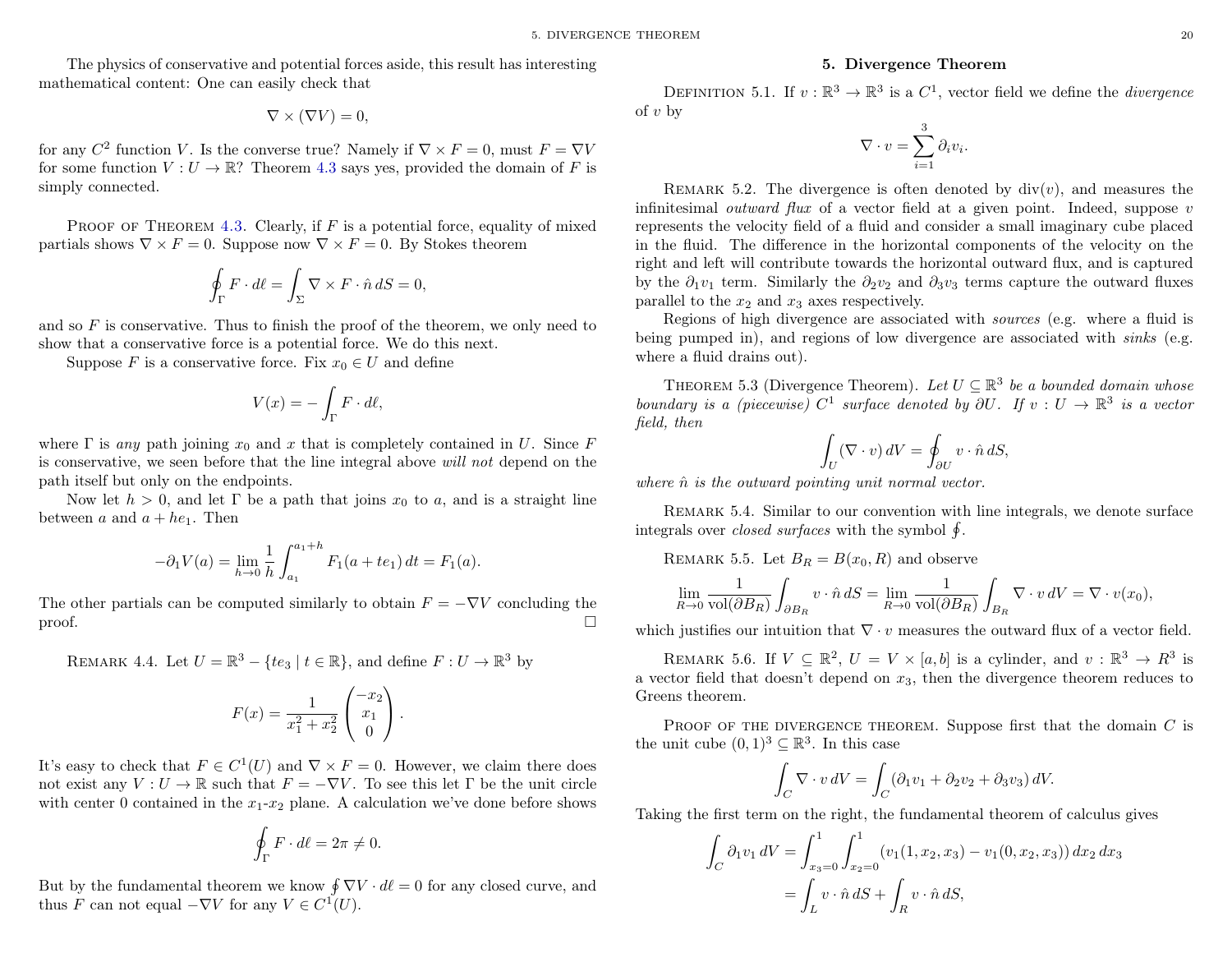The physics of conservative and potential forces aside, this result has interesting mathematical content: One can easily check that

$$\nabla \times (\nabla V) = 0,$$

for any $C^2$ function $V$. Is the converse true? Namely if $\nabla \times F = 0$, must $F = \nabla V$ for some function $V : U \to \mathbb{R}$? Theorem 4.3 says yes, provided the domain of $F$ is simply connected.

Proof of Theorem 4.3. Clearly, if $F$ is a potential force, equality of mixed partials shows $\nabla \times F = 0$. Suppose now $\nabla \times F = 0$. By Stokes theorem

$$\oint_\Gamma F \cdot d\ell = \int_\Sigma \nabla \times F \cdot \hat{n} \, dS = 0,$$

and so $F$ is conservative. Thus to finish the proof of the theorem, we only need to show that a conservative force is a potential force. We do this next.

Suppose $F$ is a conservative force. Fix $x_0 \in U$ and define

$$V(x) = -\int_\Gamma F \cdot d\ell,$$

where $\Gamma$ is *any* path joining $x_0$ and $x$ that is completely contained in $U$. Since $F$ is conservative, we seen before that the line integral above *will not* depend on the path itself but only on the endpoints.

Now let $h > 0$, and let $\Gamma$ be a path that joins $x_0$ to $a$, and is a straight line between $a$ and $a + he_1$. Then

$$-\partial_1 V(a) = \lim_{h \to 0} \frac{1}{h} \int_{a_1}^{a_1 + h} F_1(a + te_1) \, dt = F_1(a).$$

The other partials can be computed similarly to obtain $F = -\nabla V$ concluding the proof. □

Remark 4.4. Let $U = \mathbb{R}^3 - \{te_3 \mid t \in \mathbb{R}\}$, and define $F : U \to \mathbb{R}^3$ by

$$F(x) = \frac{1}{x_1^2 + x_2^2} \begin{pmatrix} -x_2 \\ x_1 \\ 0 \end{pmatrix}.$$

It's easy to check that $F \in C^1(U)$ and $\nabla \times F = 0$. However, we claim there does not exist any $V : U \to \mathbb{R}$ such that $F = -\nabla V$. To see this let $\Gamma$ be the unit circle with center $0$ contained in the $x_1$-$x_2$ plane. A calculation we've done before shows

$$\oint_\Gamma F \cdot d\ell = 2\pi \neq 0.$$

But by the fundamental theorem we know $\oint \nabla V \cdot d\ell = 0$ for any closed curve, and thus $F$ can not equal $-\nabla V$ for any $V \in C^1(U)$.

## 5. Divergence Theorem

Definition 5.1. If $v : \mathbb{R}^3 \to \mathbb{R}^3$ is a $C^1$, vector field we define the *divergence* of $v$ by

$$\nabla \cdot v = \sum_{i=1}^{3} \partial_i v_i.$$

Remark 5.2. The divergence is often denoted by $\operatorname{div}(v)$, and measures the infinitesimal *outward flux* of a vector field at a given point. Indeed, suppose $v$ represents the velocity field of a fluid and consider a small imaginary cube placed in the fluid. The difference in the horizontal components of the velocity on the right and left will contribute towards the horizontal outward flux, and is captured by the $\partial_1 v_1$ term. Similarly the $\partial_2 v_2$ and $\partial_3 v_3$ terms capture the outward fluxes parallel to the $x_2$ and $x_3$ axes respectively.

Regions of high divergence are associated with *sources* (e.g. where a fluid is being pumped in), and regions of low divergence are associated with *sinks* (e.g. where a fluid drains out).

Theorem 5.3 (Divergence Theorem). *Let $U \subseteq \mathbb{R}^3$ be a bounded domain whose boundary is a (piecewise) $C^1$ surface denoted by $\partial U$. If $v : U \to \mathbb{R}^3$ is a vector field, then*

$$\int_U (\nabla \cdot v) \, dV = \oint_{\partial U} v \cdot \hat{n} \, dS,$$

*where $\hat{n}$ is the outward pointing unit normal vector.*

Remark 5.4. Similar to our convention with line integrals, we denote surface integrals over *closed surfaces* with the symbol $\oint$.

Remark 5.5. Let $B_R = B(x_0, R)$ and observe

$$\lim_{R \to 0} \frac{1}{\operatorname{vol}(\partial B_R)} \int_{\partial B_R} v \cdot \hat{n} \, dS = \lim_{R \to 0} \frac{1}{\operatorname{vol}(\partial B_R)} \int_{B_R} \nabla \cdot v \, dV = \nabla \cdot v(x_0),$$

which justifies our intuition that $\nabla \cdot v$ measures the outward flux of a vector field.

Remark 5.6. If $V \subseteq \mathbb{R}^2$, $U = V \times [a, b]$ is a cylinder, and $v : \mathbb{R}^3 \to R^3$ is a vector field that doesn't depend on $x_3$, then the divergence theorem reduces to Greens theorem.

Proof of the divergence theorem. Suppose first that the domain $C$ is the unit cube $(0,1)^3 \subseteq \mathbb{R}^3$. In this case

$$\int_C \nabla \cdot v \, dV = \int_C (\partial_1 v_1 + \partial_2 v_2 + \partial_3 v_3) \, dV.$$

Taking the first term on the right, the fundamental theorem of calculus gives

$$\begin{aligned}
\int_C \partial_1 v_1 \, dV &= \int_{x_3=0}^{1} \int_{x_2=0}^{1} (v_1(1, x_2, x_3) - v_1(0, x_2, x_3)) \, dx_2 \, dx_3 \\
&= \int_L v \cdot \hat{n} \, dS + \int_R v \cdot \hat{n} \, dS,
\end{aligned}$$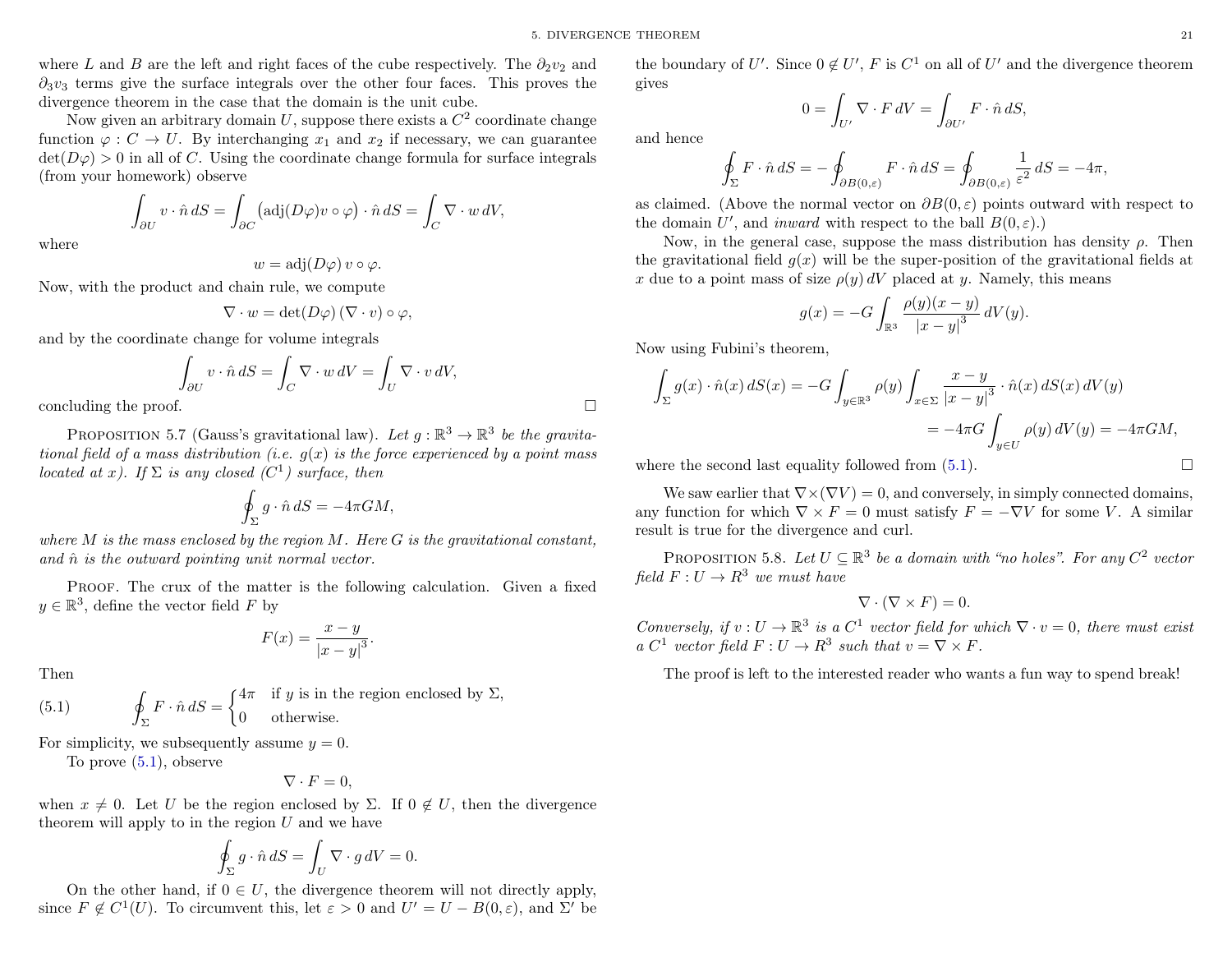where $L$ and $B$ are the left and right faces of the cube respectively. The $\partial_2 v_2$ and $\partial_3 v_3$ terms give the surface integrals over the other four faces. This proves the divergence theorem in the case that the domain is the unit cube.

Now given an arbitrary domain $U$, suppose there exists a $C^2$ coordinate change function $\varphi : C \to U$. By interchanging $x_1$ and $x_2$ if necessary, we can guarantee $\det(D\varphi) > 0$ in all of $C$. Using the coordinate change formula for surface integrals (from your homework) observe

$$\int_{\partial U} v \cdot \hat{n}\, dS = \int_{\partial C} \big(\operatorname{adj}(D\varphi) v \circ \varphi\big) \cdot \hat{n}\, dS = \int_C \nabla \cdot w\, dV,$$

where

$$w = \operatorname{adj}(D\varphi)\, v \circ \varphi.$$

Now, with the product and chain rule, we compute

$$\nabla \cdot w = \det(D\varphi)\, (\nabla \cdot v) \circ \varphi,$$

and by the coordinate change for volume integrals

$$\int_{\partial U} v \cdot \hat{n}\, dS = \int_C \nabla \cdot w\, dV = \int_U \nabla \cdot v\, dV,$$

concluding the proof. □

Proposition 5.7 (Gauss's gravitational law). *Let $g : \mathbb{R}^3 \to \mathbb{R}^3$ be the gravitational field of a mass distribution (i.e. $g(x)$ is the force experienced by a point mass located at $x$). If $\Sigma$ is any closed ($C^1$) surface, then*

$$\oint_\Sigma g \cdot \hat{n}\, dS = -4\pi G M,$$

*where $M$ is the mass enclosed by the region $M$. Here $G$ is the gravitational constant, and $\hat{n}$ is the outward pointing unit normal vector.*

Proof. The crux of the matter is the following calculation. Given a fixed $y \in \mathbb{R}^3$, define the vector field $F$ by

$$F(x) = \frac{x - y}{|x - y|^3}.$$

Then

$$\oint_\Sigma F \cdot \hat{n}\, dS = \begin{cases} 4\pi & \text{if } y \text{ is in the region enclosed by } \Sigma, \\ 0 & \text{otherwise.} \end{cases} \tag{5.1}$$

For simplicity, we subsequently assume $y = 0$.

To prove (5.1), observe

$$\nabla \cdot F = 0,$$

when $x \neq 0$. Let $U$ be the region enclosed by $\Sigma$. If $0 \notin U$, then the divergence theorem will apply to in the region $U$ and we have

$$\oint_\Sigma g \cdot \hat{n}\, dS = \int_U \nabla \cdot g\, dV = 0.$$

On the other hand, if $0 \in U$, the divergence theorem will not directly apply, since $F \notin C^1(U)$. To circumvent this, let $\varepsilon > 0$ and $U' = U - B(0, \varepsilon)$, and $\Sigma'$ be the boundary of $U'$. Since $0 \notin U'$, $F$ is $C^1$ on all of $U'$ and the divergence theorem gives

$$0 = \int_{U'} \nabla \cdot F\, dV = \int_{\partial U'} F \cdot \hat{n}\, dS,$$

and hence

$$\oint_\Sigma F \cdot \hat{n}\, dS = -\oint_{\partial B(0,\varepsilon)} F \cdot \hat{n}\, dS = \oint_{\partial B(0,\varepsilon)} \frac{1}{\varepsilon^2}\, dS = -4\pi,$$

as claimed. (Above the normal vector on $\partial B(0, \varepsilon)$ points outward with respect to the domain $U'$, and *inward* with respect to the ball $B(0, \varepsilon)$.)

Now, in the general case, suppose the mass distribution has density $\rho$. Then the gravitational field $g(x)$ will be the super-position of the gravitational fields at $x$ due to a point mass of size $\rho(y)\, dV$ placed at $y$. Namely, this means

$$g(x) = -G \int_{\mathbb{R}^3} \frac{\rho(y)(x - y)}{|x - y|^3}\, dV(y).$$

Now using Fubini's theorem,

$$\begin{aligned}
\int_\Sigma g(x) \cdot \hat{n}(x)\, dS(x) &= -G \int_{y \in \mathbb{R}^3} \rho(y) \int_{x \in \Sigma} \frac{x - y}{|x - y|^3} \cdot \hat{n}(x)\, dS(x)\, dV(y) \\
&= -4\pi G \int_{y \in U} \rho(y)\, dV(y) = -4\pi G M,
\end{aligned}$$

where the second last equality followed from (5.1). □

We saw earlier that $\nabla \times (\nabla V) = 0$, and conversely, in simply connected domains, any function for which $\nabla \times F = 0$ must satisfy $F = -\nabla V$ for some $V$. A similar result is true for the divergence and curl.

Proposition 5.8. *Let $U \subseteq \mathbb{R}^3$ be a domain with "no holes". For any $C^2$ vector field $F : U \to R^3$ we must have*

$$\nabla \cdot (\nabla \times F) = 0.$$

*Conversely, if $v : U \to \mathbb{R}^3$ is a $C^1$ vector field for which $\nabla \cdot v = 0$, there must exist a $C^1$ vector field $F : U \to R^3$ such that $v = \nabla \times F$.*

The proof is left to the interested reader who wants a fun way to spend break!